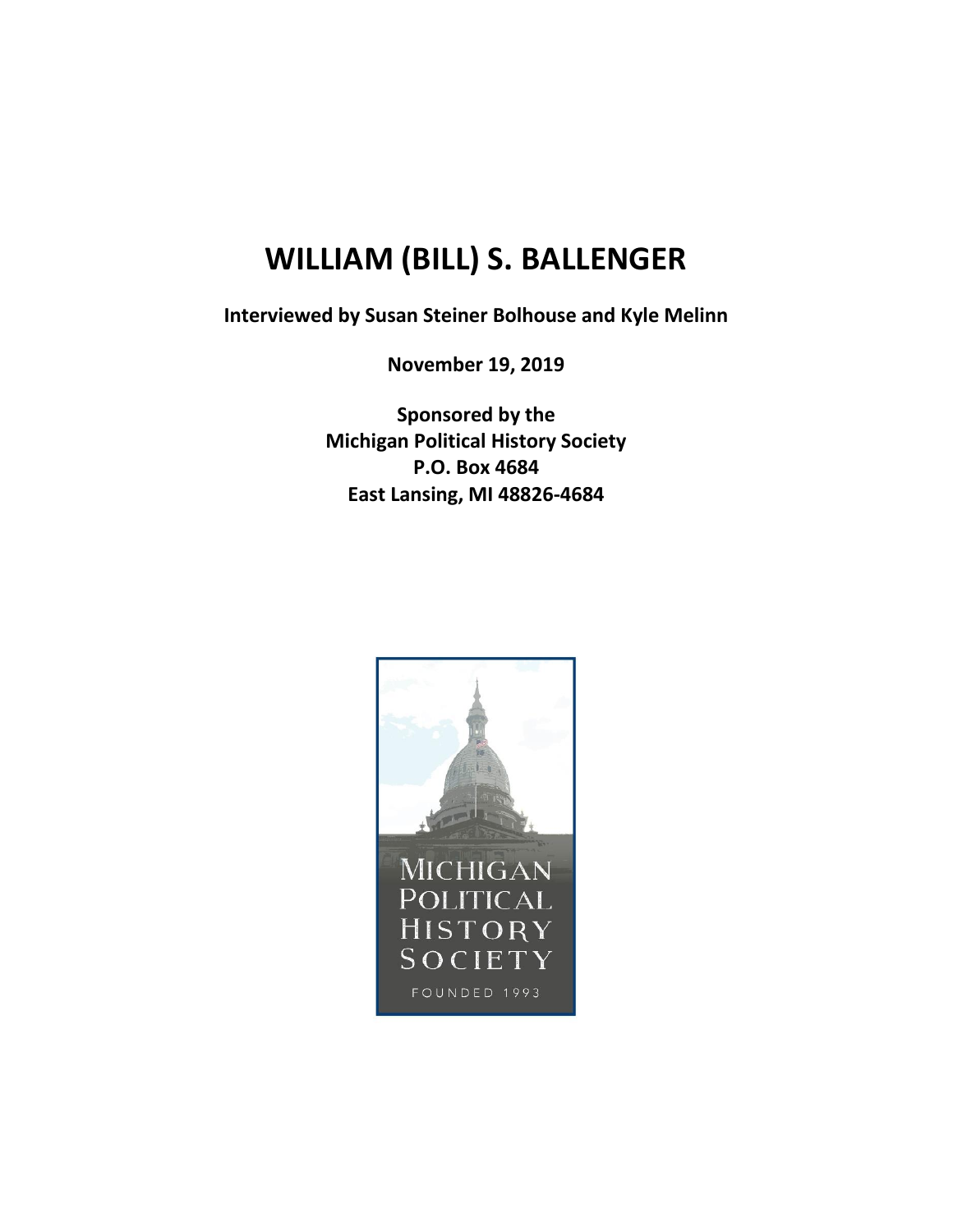# WILLIAM (BILL) S. BALLENGER

**Interviewed by Susan Steiner Bolhouse and Kyle Melinn**

**November 19, 2019**

**Sponsored by the**
**Michigan Political History Society**
**P.O. Box 4684**
**East Lansing, MI 48826-4684**

MICHIGAN POLITICAL HISTORY SOCIETY

FOUNDED 1993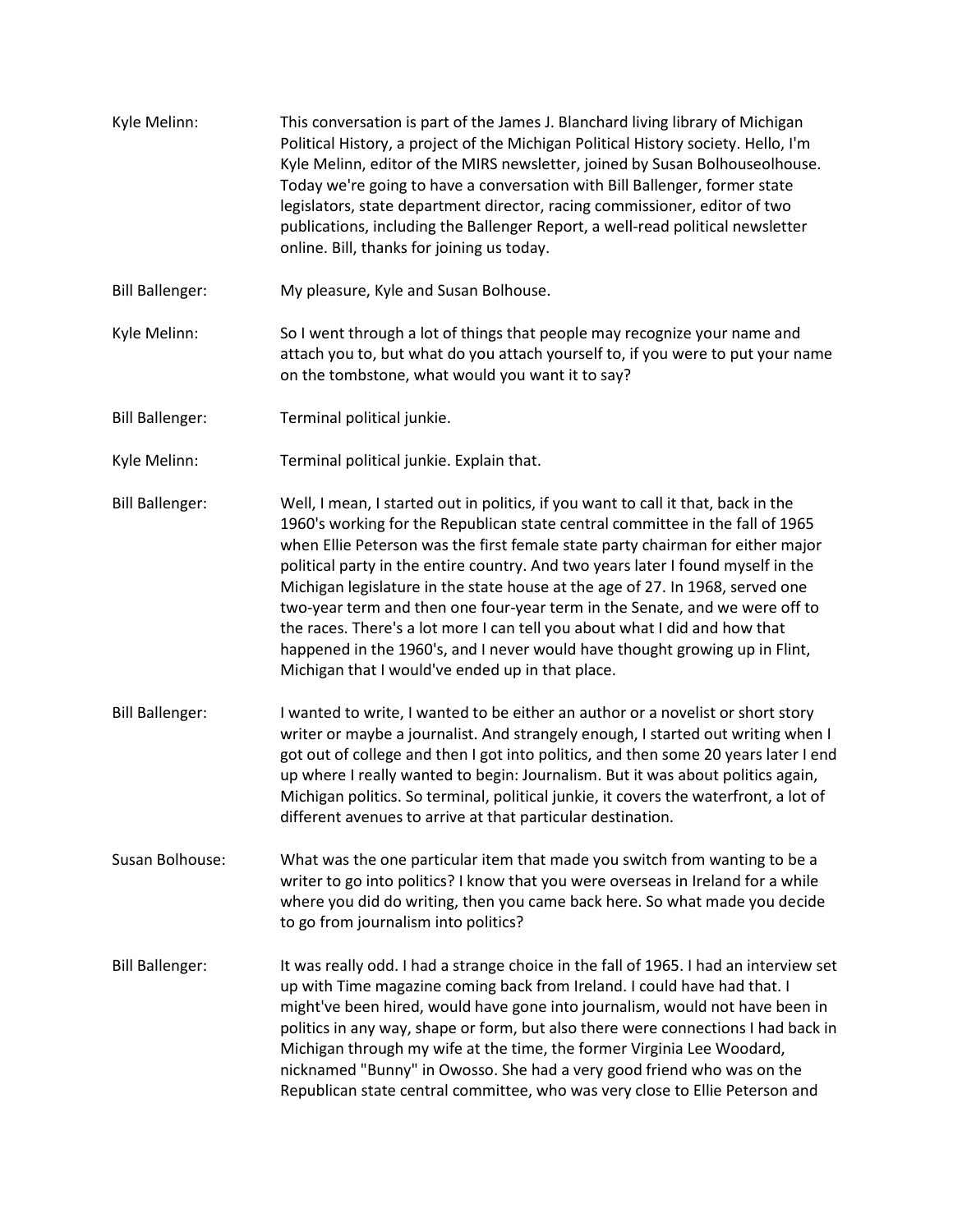Kyle Melinn: This conversation is part of the James J. Blanchard living library of Michigan Political History, a project of the Michigan Political History society. Hello, I'm Kyle Melinn, editor of the MIRS newsletter, joined by Susan Bolhouseolhouse. Today we're going to have a conversation with Bill Ballenger, former state legislators, state department director, racing commissioner, editor of two publications, including the Ballenger Report, a well-read political newsletter online. Bill, thanks for joining us today.

Bill Ballenger: My pleasure, Kyle and Susan Bolhouse.

Kyle Melinn: So I went through a lot of things that people may recognize your name and attach you to, but what do you attach yourself to, if you were to put your name on the tombstone, what would you want it to say?

Bill Ballenger: Terminal political junkie.

Kyle Melinn: Terminal political junkie. Explain that.

Bill Ballenger: Well, I mean, I started out in politics, if you want to call it that, back in the 1960's working for the Republican state central committee in the fall of 1965 when Ellie Peterson was the first female state party chairman for either major political party in the entire country. And two years later I found myself in the Michigan legislature in the state house at the age of 27. In 1968, served one two-year term and then one four-year term in the Senate, and we were off to the races. There's a lot more I can tell you about what I did and how that happened in the 1960's, and I never would have thought growing up in Flint, Michigan that I would've ended up in that place.

Bill Ballenger: I wanted to write, I wanted to be either an author or a novelist or short story writer or maybe a journalist. And strangely enough, I started out writing when I got out of college and then I got into politics, and then some 20 years later I end up where I really wanted to begin: Journalism. But it was about politics again, Michigan politics. So terminal, political junkie, it covers the waterfront, a lot of different avenues to arrive at that particular destination.

Susan Bolhouse: What was the one particular item that made you switch from wanting to be a writer to go into politics? I know that you were overseas in Ireland for a while where you did do writing, then you came back here. So what made you decide to go from journalism into politics?

Bill Ballenger: It was really odd. I had a strange choice in the fall of 1965. I had an interview set up with Time magazine coming back from Ireland. I could have had that. I might've been hired, would have gone into journalism, would not have been in politics in any way, shape or form, but also there were connections I had back in Michigan through my wife at the time, the former Virginia Lee Woodard, nicknamed "Bunny" in Owosso. She had a very good friend who was on the Republican state central committee, who was very close to Ellie Peterson and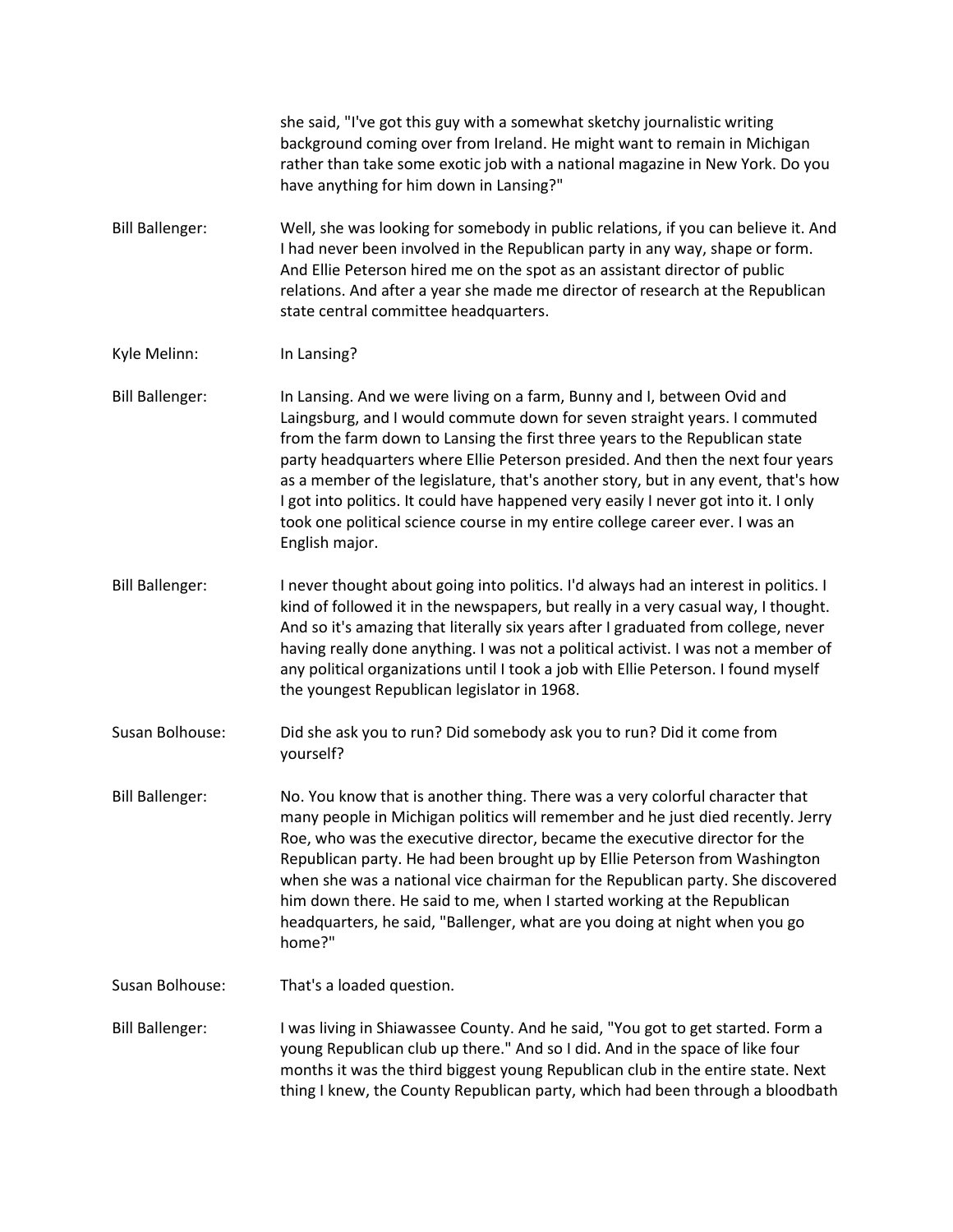she said, "I've got this guy with a somewhat sketchy journalistic writing background coming over from Ireland. He might want to remain in Michigan rather than take some exotic job with a national magazine in New York. Do you have anything for him down in Lansing?"

Bill Ballenger: Well, she was looking for somebody in public relations, if you can believe it. And I had never been involved in the Republican party in any way, shape or form. And Ellie Peterson hired me on the spot as an assistant director of public relations. And after a year she made me director of research at the Republican state central committee headquarters.

Kyle Melinn: In Lansing?

Bill Ballenger: In Lansing. And we were living on a farm, Bunny and I, between Ovid and Laingsburg, and I would commute down for seven straight years. I commuted from the farm down to Lansing the first three years to the Republican state party headquarters where Ellie Peterson presided. And then the next four years as a member of the legislature, that's another story, but in any event, that's how I got into politics. It could have happened very easily I never got into it. I only took one political science course in my entire college career ever. I was an English major.

Bill Ballenger: I never thought about going into politics. I'd always had an interest in politics. I kind of followed it in the newspapers, but really in a very casual way, I thought. And so it's amazing that literally six years after I graduated from college, never having really done anything. I was not a political activist. I was not a member of any political organizations until I took a job with Ellie Peterson. I found myself the youngest Republican legislator in 1968.

Susan Bolhouse: Did she ask you to run? Did somebody ask you to run? Did it come from yourself?

Bill Ballenger: No. You know that is another thing. There was a very colorful character that many people in Michigan politics will remember and he just died recently. Jerry Roe, who was the executive director, became the executive director for the Republican party. He had been brought up by Ellie Peterson from Washington when she was a national vice chairman for the Republican party. She discovered him down there. He said to me, when I started working at the Republican headquarters, he said, "Ballenger, what are you doing at night when you go home?"

Susan Bolhouse: That's a loaded question.

Bill Ballenger: I was living in Shiawassee County. And he said, "You got to get started. Form a young Republican club up there." And so I did. And in the space of like four months it was the third biggest young Republican club in the entire state. Next thing I knew, the County Republican party, which had been through a bloodbath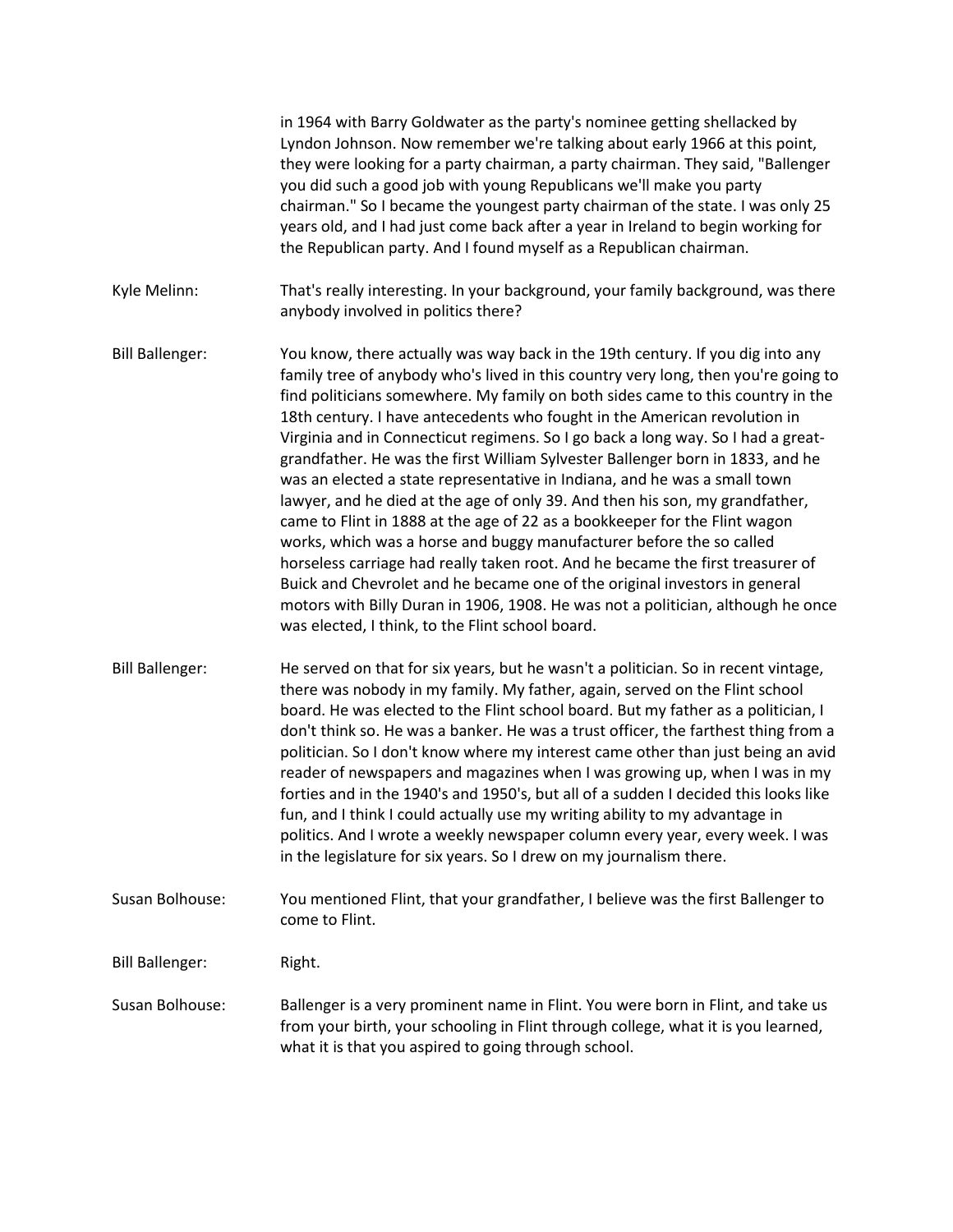in 1964 with Barry Goldwater as the party's nominee getting shellacked by Lyndon Johnson. Now remember we're talking about early 1966 at this point, they were looking for a party chairman, a party chairman. They said, "Ballenger you did such a good job with young Republicans we'll make you party chairman." So I became the youngest party chairman of the state. I was only 25 years old, and I had just come back after a year in Ireland to begin working for the Republican party. And I found myself as a Republican chairman.

Kyle Melinn: That's really interesting. In your background, your family background, was there anybody involved in politics there?

Bill Ballenger: You know, there actually was way back in the 19th century. If you dig into any family tree of anybody who's lived in this country very long, then you're going to find politicians somewhere. My family on both sides came to this country in the 18th century. I have antecedents who fought in the American revolution in Virginia and in Connecticut regimens. So I go back a long way. So I had a great-grandfather. He was the first William Sylvester Ballenger born in 1833, and he was an elected a state representative in Indiana, and he was a small town lawyer, and he died at the age of only 39. And then his son, my grandfather, came to Flint in 1888 at the age of 22 as a bookkeeper for the Flint wagon works, which was a horse and buggy manufacturer before the so called horseless carriage had really taken root. And he became the first treasurer of Buick and Chevrolet and he became one of the original investors in general motors with Billy Duran in 1906, 1908. He was not a politician, although he once was elected, I think, to the Flint school board.

Bill Ballenger: He served on that for six years, but he wasn't a politician. So in recent vintage, there was nobody in my family. My father, again, served on the Flint school board. He was elected to the Flint school board. But my father as a politician, I don't think so. He was a banker. He was a trust officer, the farthest thing from a politician. So I don't know where my interest came other than just being an avid reader of newspapers and magazines when I was growing up, when I was in my forties and in the 1940's and 1950's, but all of a sudden I decided this looks like fun, and I think I could actually use my writing ability to my advantage in politics. And I wrote a weekly newspaper column every year, every week. I was in the legislature for six years. So I drew on my journalism there.

Susan Bolhouse: You mentioned Flint, that your grandfather, I believe was the first Ballenger to come to Flint.

Bill Ballenger: Right.

Susan Bolhouse: Ballenger is a very prominent name in Flint. You were born in Flint, and take us from your birth, your schooling in Flint through college, what it is you learned, what it is that you aspired to going through school.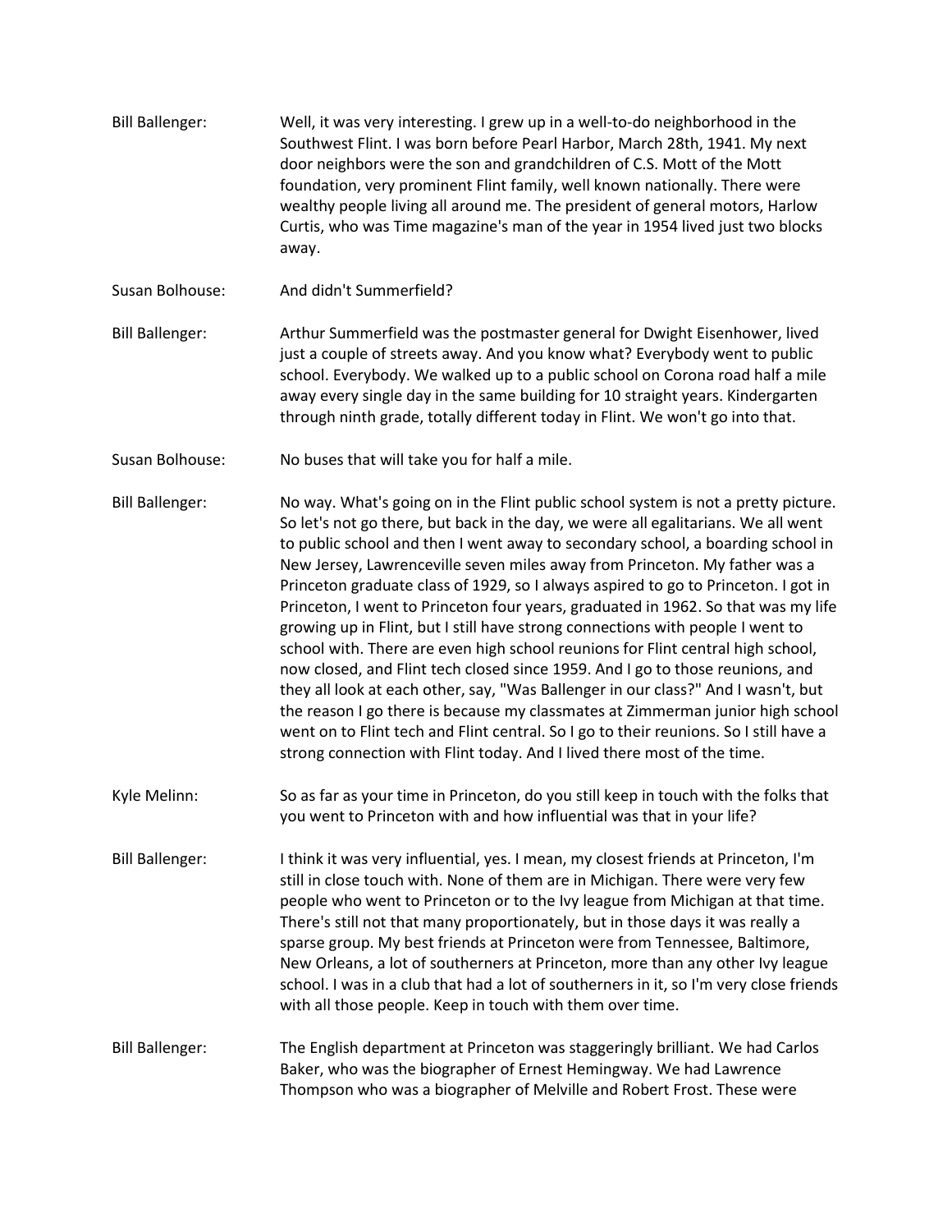Bill Ballenger: Well, it was very interesting. I grew up in a well-to-do neighborhood in the Southwest Flint. I was born before Pearl Harbor, March 28th, 1941. My next door neighbors were the son and grandchildren of C.S. Mott of the Mott foundation, very prominent Flint family, well known nationally. There were wealthy people living all around me. The president of general motors, Harlow Curtis, who was Time magazine's man of the year in 1954 lived just two blocks away.

Susan Bolhouse: And didn't Summerfield?

Bill Ballenger: Arthur Summerfield was the postmaster general for Dwight Eisenhower, lived just a couple of streets away. And you know what? Everybody went to public school. Everybody. We walked up to a public school on Corona road half a mile away every single day in the same building for 10 straight years. Kindergarten through ninth grade, totally different today in Flint. We won't go into that.

Susan Bolhouse: No buses that will take you for half a mile.

Bill Ballenger: No way. What's going on in the Flint public school system is not a pretty picture. So let's not go there, but back in the day, we were all egalitarians. We all went to public school and then I went away to secondary school, a boarding school in New Jersey, Lawrenceville seven miles away from Princeton. My father was a Princeton graduate class of 1929, so I always aspired to go to Princeton. I got in Princeton, I went to Princeton four years, graduated in 1962. So that was my life growing up in Flint, but I still have strong connections with people I went to school with. There are even high school reunions for Flint central high school, now closed, and Flint tech closed since 1959. And I go to those reunions, and they all look at each other, say, "Was Ballenger in our class?" And I wasn't, but the reason I go there is because my classmates at Zimmerman junior high school went on to Flint tech and Flint central. So I go to their reunions. So I still have a strong connection with Flint today. And I lived there most of the time.

Kyle Melinn: So as far as your time in Princeton, do you still keep in touch with the folks that you went to Princeton with and how influential was that in your life?

Bill Ballenger: I think it was very influential, yes. I mean, my closest friends at Princeton, I'm still in close touch with. None of them are in Michigan. There were very few people who went to Princeton or to the Ivy league from Michigan at that time. There's still not that many proportionately, but in those days it was really a sparse group. My best friends at Princeton were from Tennessee, Baltimore, New Orleans, a lot of southerners at Princeton, more than any other Ivy league school. I was in a club that had a lot of southerners in it, so I'm very close friends with all those people. Keep in touch with them over time.

Bill Ballenger: The English department at Princeton was staggeringly brilliant. We had Carlos Baker, who was the biographer of Ernest Hemingway. We had Lawrence Thompson who was a biographer of Melville and Robert Frost. These were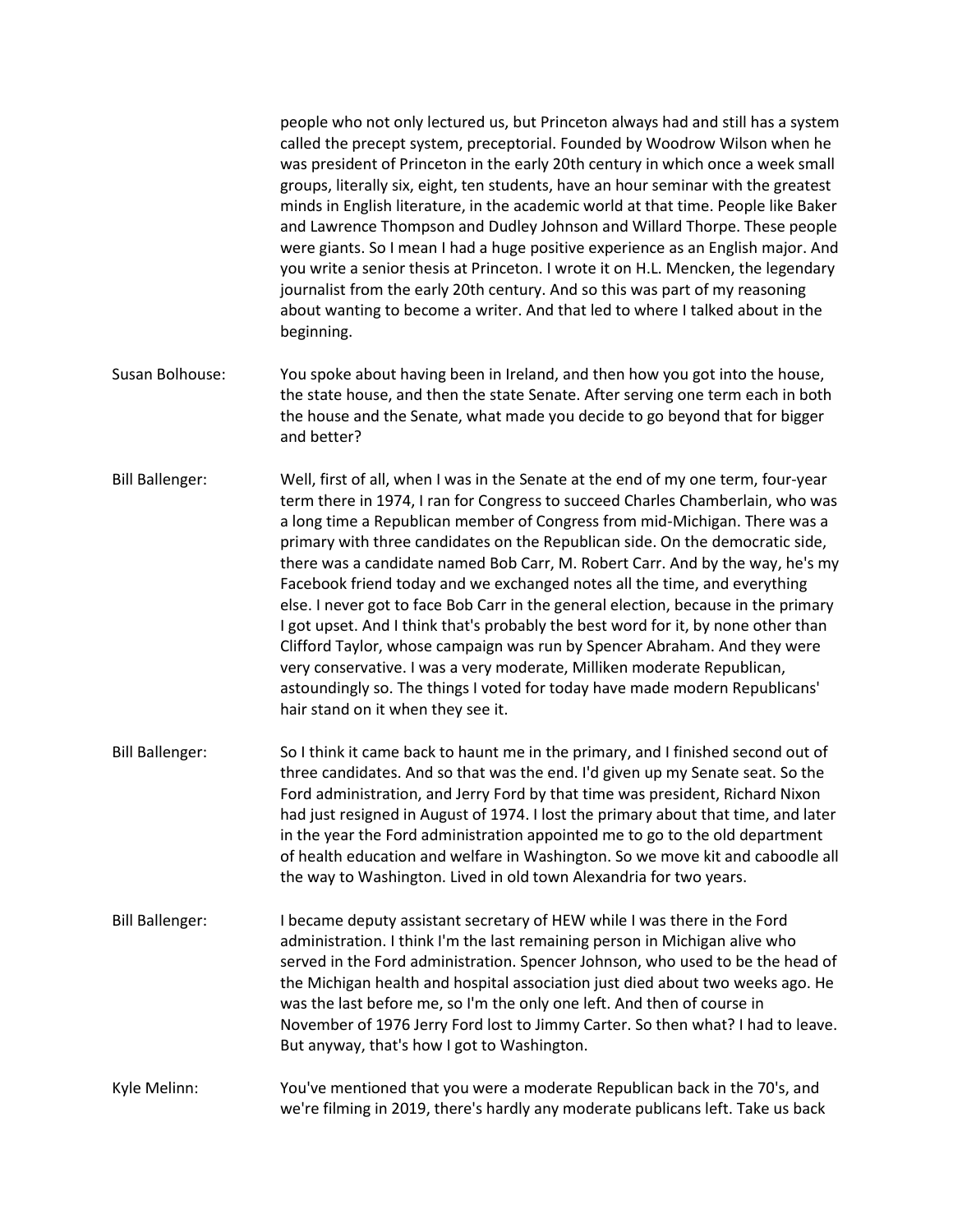people who not only lectured us, but Princeton always had and still has a system called the precept system, preceptorial. Founded by Woodrow Wilson when he was president of Princeton in the early 20th century in which once a week small groups, literally six, eight, ten students, have an hour seminar with the greatest minds in English literature, in the academic world at that time. People like Baker and Lawrence Thompson and Dudley Johnson and Willard Thorpe. These people were giants. So I mean I had a huge positive experience as an English major. And you write a senior thesis at Princeton. I wrote it on H.L. Mencken, the legendary journalist from the early 20th century. And so this was part of my reasoning about wanting to become a writer. And that led to where I talked about in the beginning.

Susan Bolhouse: You spoke about having been in Ireland, and then how you got into the house, the state house, and then the state Senate. After serving one term each in both the house and the Senate, what made you decide to go beyond that for bigger and better?

Bill Ballenger: Well, first of all, when I was in the Senate at the end of my one term, four-year term there in 1974, I ran for Congress to succeed Charles Chamberlain, who was a long time a Republican member of Congress from mid-Michigan. There was a primary with three candidates on the Republican side. On the democratic side, there was a candidate named Bob Carr, M. Robert Carr. And by the way, he's my Facebook friend today and we exchanged notes all the time, and everything else. I never got to face Bob Carr in the general election, because in the primary I got upset. And I think that's probably the best word for it, by none other than Clifford Taylor, whose campaign was run by Spencer Abraham. And they were very conservative. I was a very moderate, Milliken moderate Republican, astoundingly so. The things I voted for today have made modern Republicans' hair stand on it when they see it.

Bill Ballenger: So I think it came back to haunt me in the primary, and I finished second out of three candidates. And so that was the end. I'd given up my Senate seat. So the Ford administration, and Jerry Ford by that time was president, Richard Nixon had just resigned in August of 1974. I lost the primary about that time, and later in the year the Ford administration appointed me to go to the old department of health education and welfare in Washington. So we move kit and caboodle all the way to Washington. Lived in old town Alexandria for two years.

Bill Ballenger: I became deputy assistant secretary of HEW while I was there in the Ford administration. I think I'm the last remaining person in Michigan alive who served in the Ford administration. Spencer Johnson, who used to be the head of the Michigan health and hospital association just died about two weeks ago. He was the last before me, so I'm the only one left. And then of course in November of 1976 Jerry Ford lost to Jimmy Carter. So then what? I had to leave. But anyway, that's how I got to Washington.

Kyle Melinn: You've mentioned that you were a moderate Republican back in the 70's, and we're filming in 2019, there's hardly any moderate publicans left. Take us back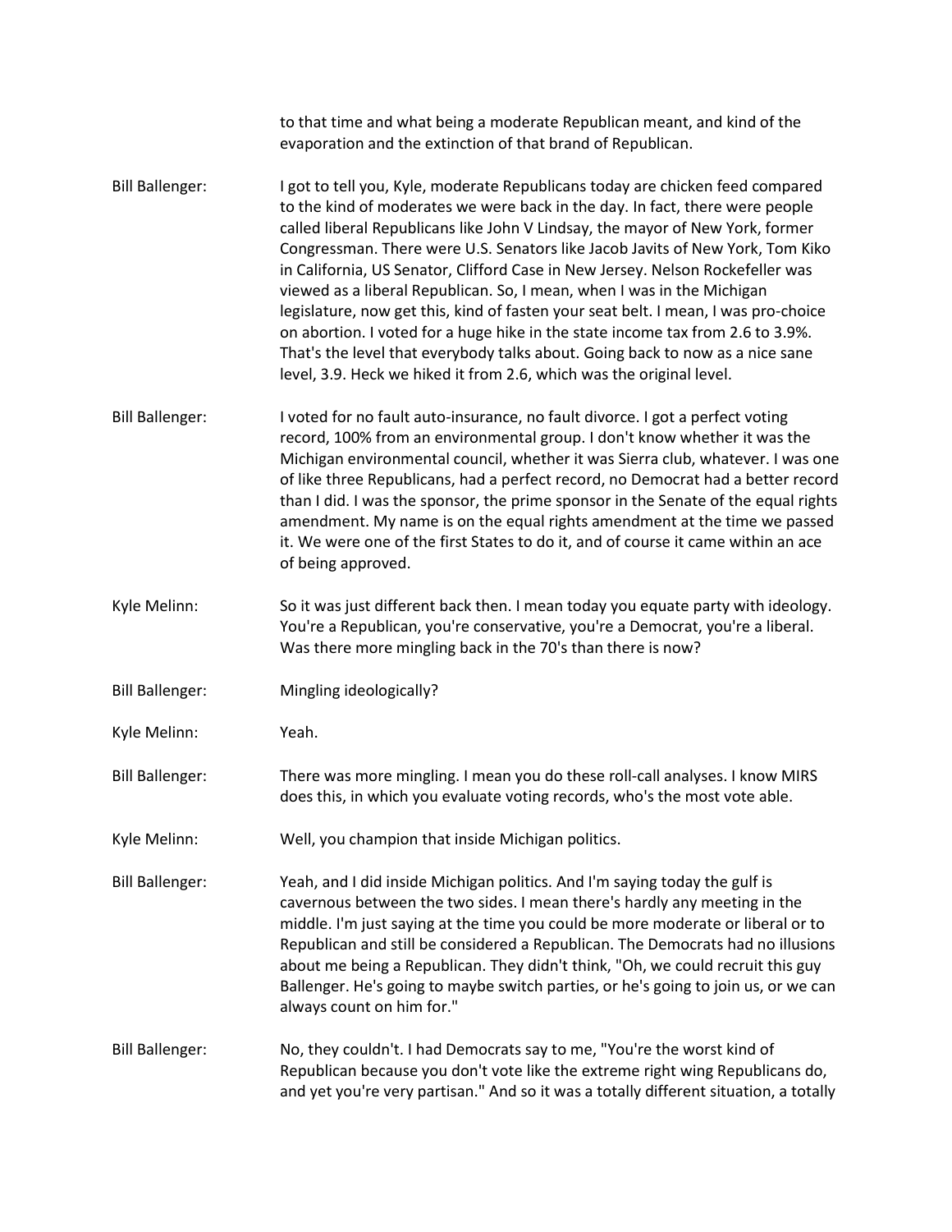to that time and what being a moderate Republican meant, and kind of the evaporation and the extinction of that brand of Republican.

**Bill Ballenger:** I got to tell you, Kyle, moderate Republicans today are chicken feed compared to the kind of moderates we were back in the day. In fact, there were people called liberal Republicans like John V Lindsay, the mayor of New York, former Congressman. There were U.S. Senators like Jacob Javits of New York, Tom Kiko in California, US Senator, Clifford Case in New Jersey. Nelson Rockefeller was viewed as a liberal Republican. So, I mean, when I was in the Michigan legislature, now get this, kind of fasten your seat belt. I mean, I was pro-choice on abortion. I voted for a huge hike in the state income tax from 2.6 to 3.9%. That's the level that everybody talks about. Going back to now as a nice sane level, 3.9. Heck we hiked it from 2.6, which was the original level.

**Bill Ballenger:** I voted for no fault auto-insurance, no fault divorce. I got a perfect voting record, 100% from an environmental group. I don't know whether it was the Michigan environmental council, whether it was Sierra club, whatever. I was one of like three Republicans, had a perfect record, no Democrat had a better record than I did. I was the sponsor, the prime sponsor in the Senate of the equal rights amendment. My name is on the equal rights amendment at the time we passed it. We were one of the first States to do it, and of course it came within an ace of being approved.

**Kyle Melinn:** So it was just different back then. I mean today you equate party with ideology. You're a Republican, you're conservative, you're a Democrat, you're a liberal. Was there more mingling back in the 70's than there is now?

**Bill Ballenger:** Mingling ideologically?

**Kyle Melinn:** Yeah.

**Bill Ballenger:** There was more mingling. I mean you do these roll-call analyses. I know MIRS does this, in which you evaluate voting records, who's the most vote able.

**Kyle Melinn:** Well, you champion that inside Michigan politics.

**Bill Ballenger:** Yeah, and I did inside Michigan politics. And I'm saying today the gulf is cavernous between the two sides. I mean there's hardly any meeting in the middle. I'm just saying at the time you could be more moderate or liberal or to Republican and still be considered a Republican. The Democrats had no illusions about me being a Republican. They didn't think, "Oh, we could recruit this guy Ballenger. He's going to maybe switch parties, or he's going to join us, or we can always count on him for."

**Bill Ballenger:** No, they couldn't. I had Democrats say to me, "You're the worst kind of Republican because you don't vote like the extreme right wing Republicans do, and yet you're very partisan." And so it was a totally different situation, a totally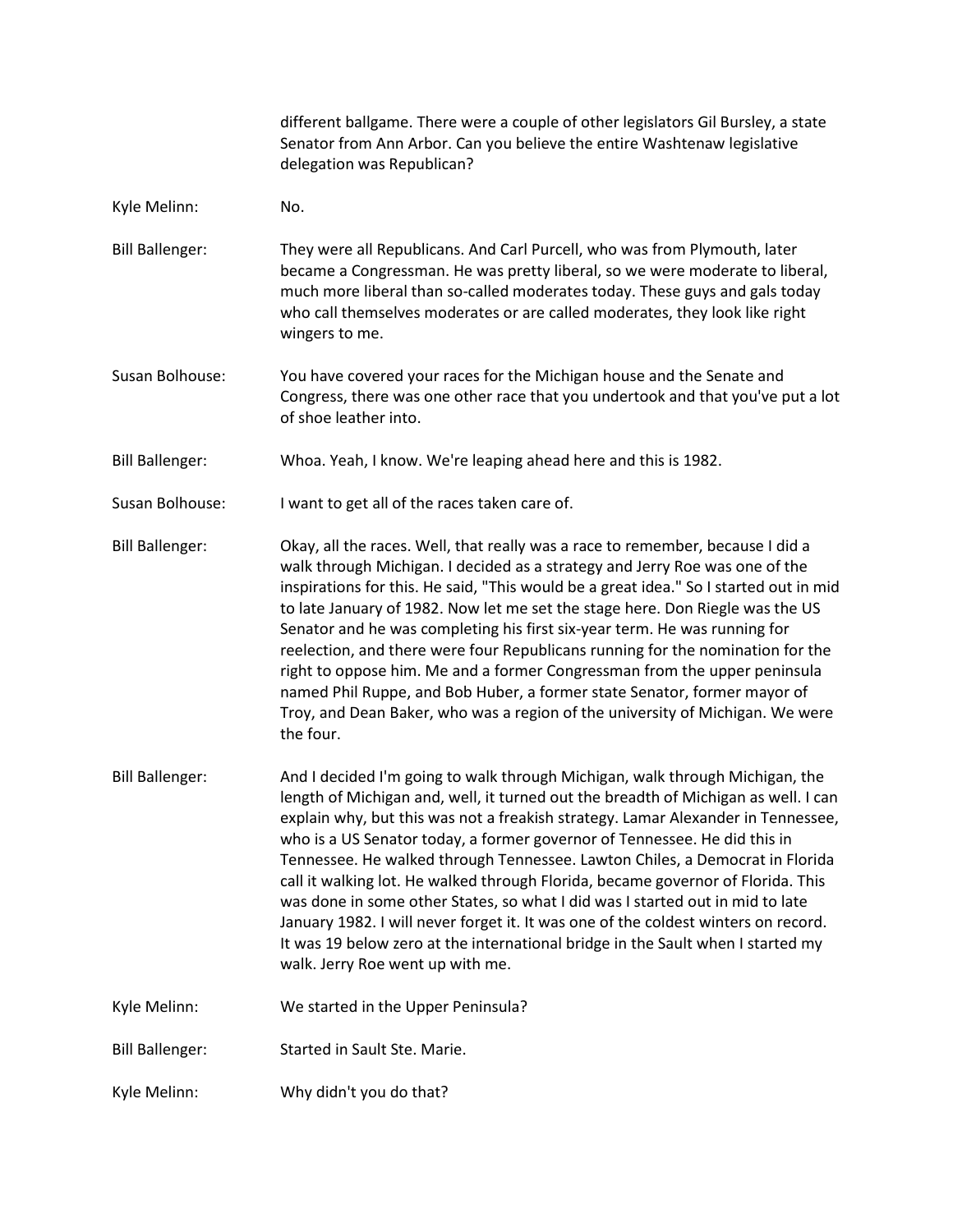different ballgame. There were a couple of other legislators Gil Bursley, a state Senator from Ann Arbor. Can you believe the entire Washtenaw legislative delegation was Republican?

**Kyle Melinn:** No.

**Bill Ballenger:** They were all Republicans. And Carl Purcell, who was from Plymouth, later became a Congressman. He was pretty liberal, so we were moderate to liberal, much more liberal than so-called moderates today. These guys and gals today who call themselves moderates or are called moderates, they look like right wingers to me.

**Susan Bolhouse:** You have covered your races for the Michigan house and the Senate and Congress, there was one other race that you undertook and that you've put a lot of shoe leather into.

**Bill Ballenger:** Whoa. Yeah, I know. We're leaping ahead here and this is 1982.

**Susan Bolhouse:** I want to get all of the races taken care of.

**Bill Ballenger:** Okay, all the races. Well, that really was a race to remember, because I did a walk through Michigan. I decided as a strategy and Jerry Roe was one of the inspirations for this. He said, "This would be a great idea." So I started out in mid to late January of 1982. Now let me set the stage here. Don Riegle was the US Senator and he was completing his first six-year term. He was running for reelection, and there were four Republicans running for the nomination for the right to oppose him. Me and a former Congressman from the upper peninsula named Phil Ruppe, and Bob Huber, a former state Senator, former mayor of Troy, and Dean Baker, who was a region of the university of Michigan. We were the four.

**Bill Ballenger:** And I decided I'm going to walk through Michigan, walk through Michigan, the length of Michigan and, well, it turned out the breadth of Michigan as well. I can explain why, but this was not a freakish strategy. Lamar Alexander in Tennessee, who is a US Senator today, a former governor of Tennessee. He did this in Tennessee. He walked through Tennessee. Lawton Chiles, a Democrat in Florida call it walking lot. He walked through Florida, became governor of Florida. This was done in some other States, so what I did was I started out in mid to late January 1982. I will never forget it. It was one of the coldest winters on record. It was 19 below zero at the international bridge in the Sault when I started my walk. Jerry Roe went up with me.

**Kyle Melinn:** We started in the Upper Peninsula?

**Bill Ballenger:** Started in Sault Ste. Marie.

**Kyle Melinn:** Why didn't you do that?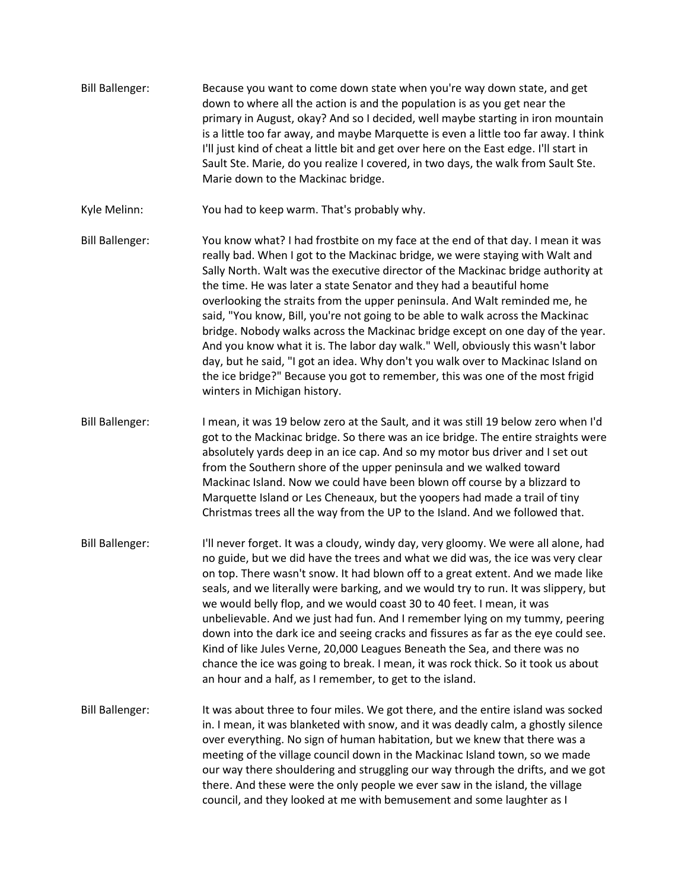Bill Ballenger: Because you want to come down state when you're way down state, and get down to where all the action is and the population is as you get near the primary in August, okay? And so I decided, well maybe starting in iron mountain is a little too far away, and maybe Marquette is even a little too far away. I think I'll just kind of cheat a little bit and get over here on the East edge. I'll start in Sault Ste. Marie, do you realize I covered, in two days, the walk from Sault Ste. Marie down to the Mackinac bridge.

Kyle Melinn: You had to keep warm. That's probably why.

Bill Ballenger: You know what? I had frostbite on my face at the end of that day. I mean it was really bad. When I got to the Mackinac bridge, we were staying with Walt and Sally North. Walt was the executive director of the Mackinac bridge authority at the time. He was later a state Senator and they had a beautiful home overlooking the straits from the upper peninsula. And Walt reminded me, he said, "You know, Bill, you're not going to be able to walk across the Mackinac bridge. Nobody walks across the Mackinac bridge except on one day of the year. And you know what it is. The labor day walk." Well, obviously this wasn't labor day, but he said, "I got an idea. Why don't you walk over to Mackinac Island on the ice bridge?" Because you got to remember, this was one of the most frigid winters in Michigan history.

Bill Ballenger: I mean, it was 19 below zero at the Sault, and it was still 19 below zero when I'd got to the Mackinac bridge. So there was an ice bridge. The entire straights were absolutely yards deep in an ice cap. And so my motor bus driver and I set out from the Southern shore of the upper peninsula and we walked toward Mackinac Island. Now we could have been blown off course by a blizzard to Marquette Island or Les Cheneaux, but the yoopers had made a trail of tiny Christmas trees all the way from the UP to the Island. And we followed that.

Bill Ballenger: I'll never forget. It was a cloudy, windy day, very gloomy. We were all alone, had no guide, but we did have the trees and what we did was, the ice was very clear on top. There wasn't snow. It had blown off to a great extent. And we made like seals, and we literally were barking, and we would try to run. It was slippery, but we would belly flop, and we would coast 30 to 40 feet. I mean, it was unbelievable. And we just had fun. And I remember lying on my tummy, peering down into the dark ice and seeing cracks and fissures as far as the eye could see. Kind of like Jules Verne, 20,000 Leagues Beneath the Sea, and there was no chance the ice was going to break. I mean, it was rock thick. So it took us about an hour and a half, as I remember, to get to the island.

Bill Ballenger: It was about three to four miles. We got there, and the entire island was socked in. I mean, it was blanketed with snow, and it was deadly calm, a ghostly silence over everything. No sign of human habitation, but we knew that there was a meeting of the village council down in the Mackinac Island town, so we made our way there shouldering and struggling our way through the drifts, and we got there. And these were the only people we ever saw in the island, the village council, and they looked at me with bemusement and some laughter as I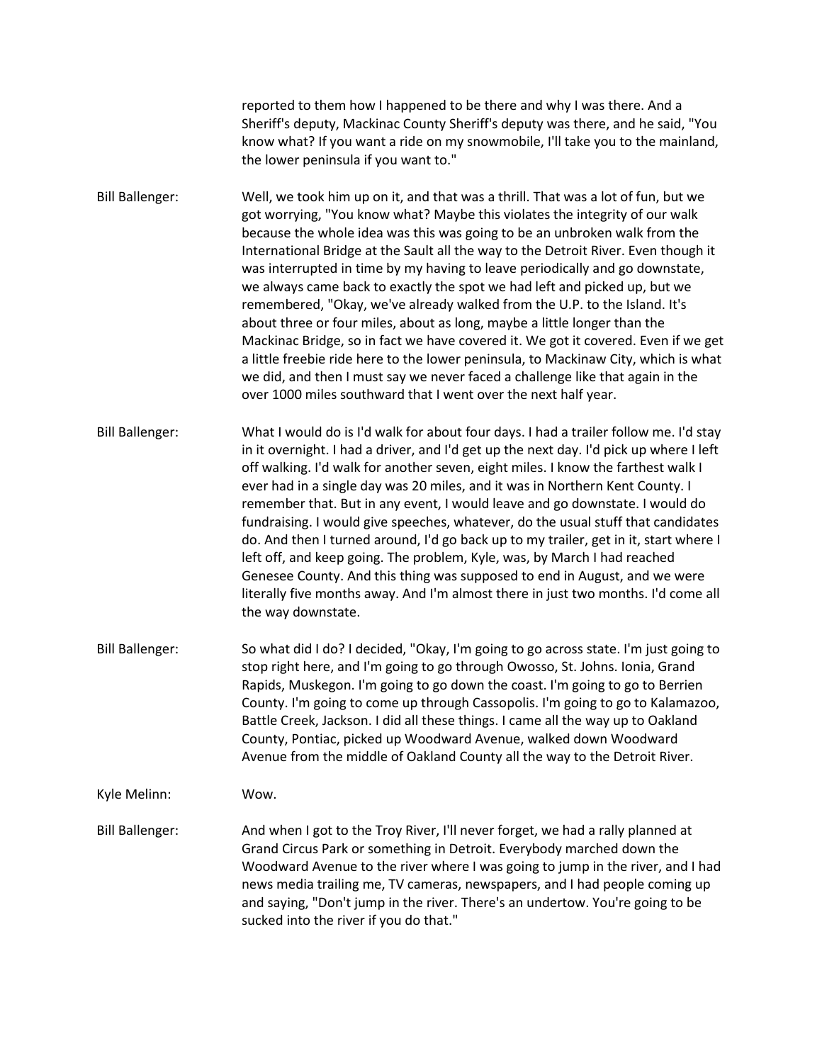reported to them how I happened to be there and why I was there. And a Sheriff's deputy, Mackinac County Sheriff's deputy was there, and he said, "You know what? If you want a ride on my snowmobile, I'll take you to the mainland, the lower peninsula if you want to."

Bill Ballenger: Well, we took him up on it, and that was a thrill. That was a lot of fun, but we got worrying, "You know what? Maybe this violates the integrity of our walk because the whole idea was this was going to be an unbroken walk from the International Bridge at the Sault all the way to the Detroit River. Even though it was interrupted in time by my having to leave periodically and go downstate, we always came back to exactly the spot we had left and picked up, but we remembered, "Okay, we've already walked from the U.P. to the Island. It's about three or four miles, about as long, maybe a little longer than the Mackinac Bridge, so in fact we have covered it. We got it covered. Even if we get a little freebie ride here to the lower peninsula, to Mackinaw City, which is what we did, and then I must say we never faced a challenge like that again in the over 1000 miles southward that I went over the next half year.

Bill Ballenger: What I would do is I'd walk for about four days. I had a trailer follow me. I'd stay in it overnight. I had a driver, and I'd get up the next day. I'd pick up where I left off walking. I'd walk for another seven, eight miles. I know the farthest walk I ever had in a single day was 20 miles, and it was in Northern Kent County. I remember that. But in any event, I would leave and go downstate. I would do fundraising. I would give speeches, whatever, do the usual stuff that candidates do. And then I turned around, I'd go back up to my trailer, get in it, start where I left off, and keep going. The problem, Kyle, was, by March I had reached Genesee County. And this thing was supposed to end in August, and we were literally five months away. And I'm almost there in just two months. I'd come all the way downstate.

Bill Ballenger: So what did I do? I decided, "Okay, I'm going to go across state. I'm just going to stop right here, and I'm going to go through Owosso, St. Johns. Ionia, Grand Rapids, Muskegon. I'm going to go down the coast. I'm going to go to Berrien County. I'm going to come up through Cassopolis. I'm going to go to Kalamazoo, Battle Creek, Jackson. I did all these things. I came all the way up to Oakland County, Pontiac, picked up Woodward Avenue, walked down Woodward Avenue from the middle of Oakland County all the way to the Detroit River.

Kyle Melinn: Wow.

Bill Ballenger: And when I got to the Troy River, I'll never forget, we had a rally planned at Grand Circus Park or something in Detroit. Everybody marched down the Woodward Avenue to the river where I was going to jump in the river, and I had news media trailing me, TV cameras, newspapers, and I had people coming up and saying, "Don't jump in the river. There's an undertow. You're going to be sucked into the river if you do that."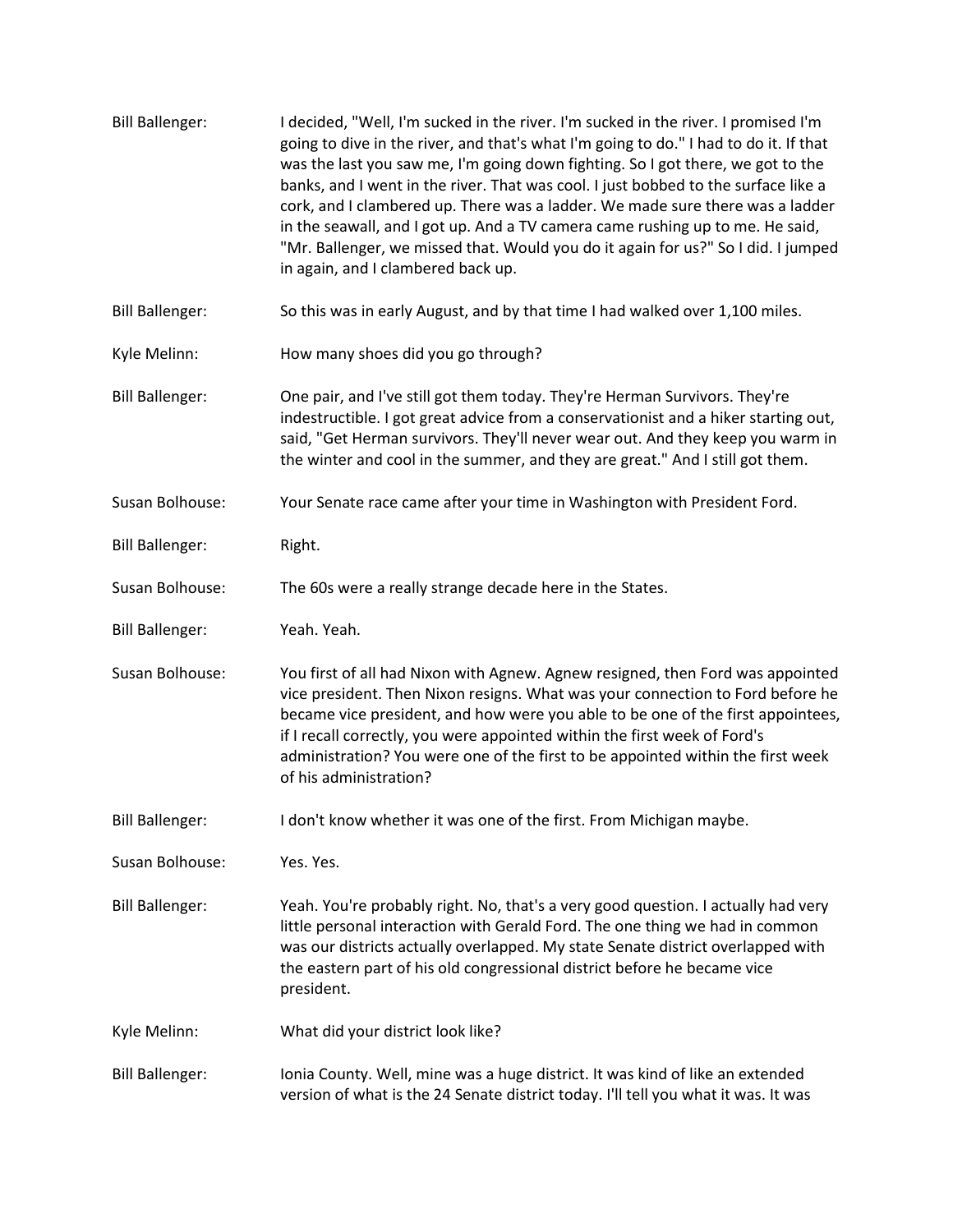**Bill Ballenger:** I decided, "Well, I'm sucked in the river. I'm sucked in the river. I promised I'm going to dive in the river, and that's what I'm going to do." I had to do it. If that was the last you saw me, I'm going down fighting. So I got there, we got to the banks, and I went in the river. That was cool. I just bobbed to the surface like a cork, and I clambered up. There was a ladder. We made sure there was a ladder in the seawall, and I got up. And a TV camera came rushing up to me. He said, "Mr. Ballenger, we missed that. Would you do it again for us?" So I did. I jumped in again, and I clambered back up.

**Bill Ballenger:** So this was in early August, and by that time I had walked over 1,100 miles.

**Kyle Melinn:** How many shoes did you go through?

**Bill Ballenger:** One pair, and I've still got them today. They're Herman Survivors. They're indestructible. I got great advice from a conservationist and a hiker starting out, said, "Get Herman survivors. They'll never wear out. And they keep you warm in the winter and cool in the summer, and they are great." And I still got them.

**Susan Bolhouse:** Your Senate race came after your time in Washington with President Ford.

**Bill Ballenger:** Right.

**Susan Bolhouse:** The 60s were a really strange decade here in the States.

**Bill Ballenger:** Yeah. Yeah.

**Susan Bolhouse:** You first of all had Nixon with Agnew. Agnew resigned, then Ford was appointed vice president. Then Nixon resigns. What was your connection to Ford before he became vice president, and how were you able to be one of the first appointees, if I recall correctly, you were appointed within the first week of Ford's administration? You were one of the first to be appointed within the first week of his administration?

**Bill Ballenger:** I don't know whether it was one of the first. From Michigan maybe.

**Susan Bolhouse:** Yes. Yes.

**Bill Ballenger:** Yeah. You're probably right. No, that's a very good question. I actually had very little personal interaction with Gerald Ford. The one thing we had in common was our districts actually overlapped. My state Senate district overlapped with the eastern part of his old congressional district before he became vice president.

**Kyle Melinn:** What did your district look like?

**Bill Ballenger:** Ionia County. Well, mine was a huge district. It was kind of like an extended version of what is the 24 Senate district today. I'll tell you what it was. It was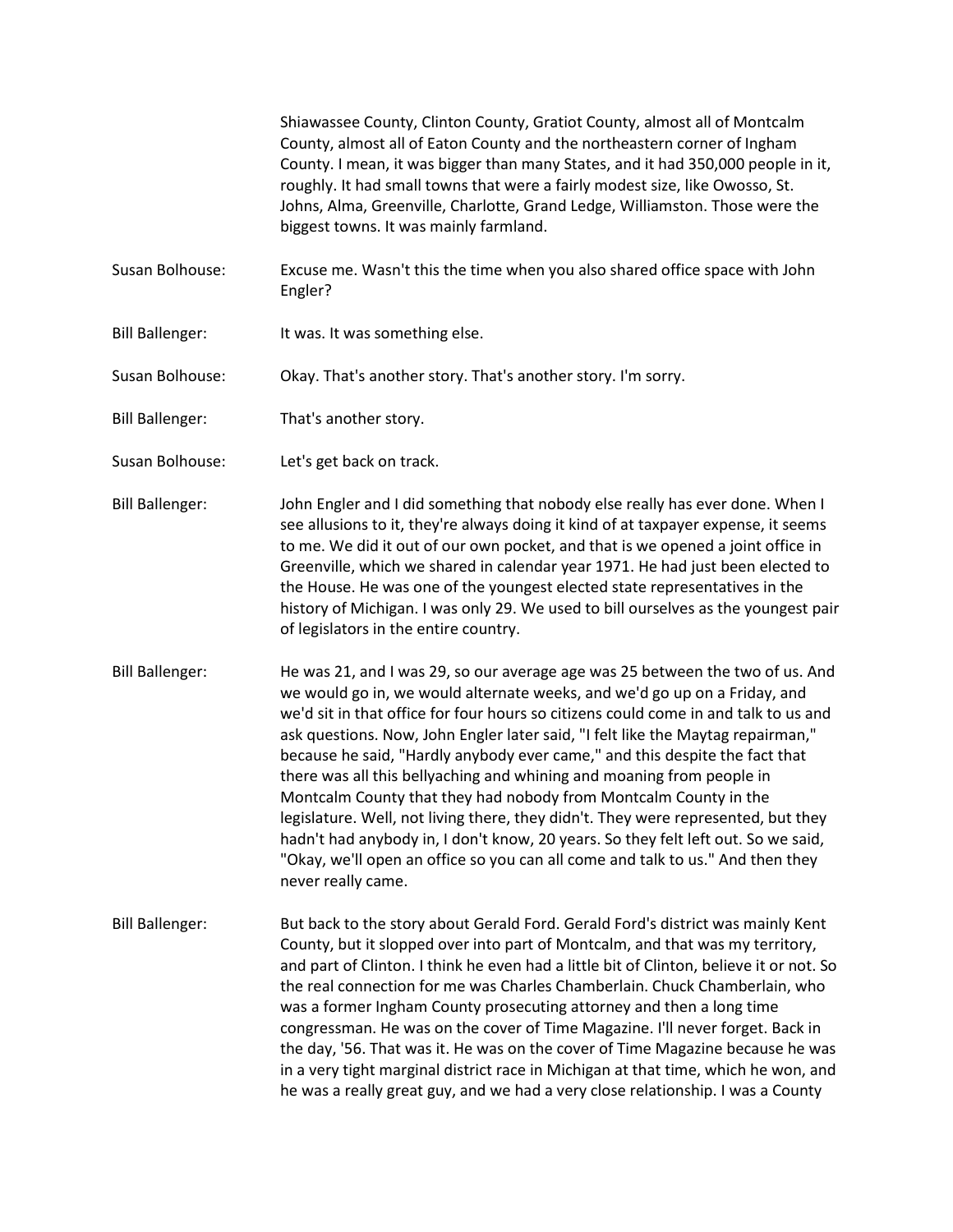Shiawassee County, Clinton County, Gratiot County, almost all of Montcalm County, almost all of Eaton County and the northeastern corner of Ingham County. I mean, it was bigger than many States, and it had 350,000 people in it, roughly. It had small towns that were a fairly modest size, like Owosso, St. Johns, Alma, Greenville, Charlotte, Grand Ledge, Williamston. Those were the biggest towns. It was mainly farmland.

Susan Bolhouse: Excuse me. Wasn't this the time when you also shared office space with John Engler?

Bill Ballenger: It was. It was something else.

Susan Bolhouse: Okay. That's another story. That's another story. I'm sorry.

Bill Ballenger: That's another story.

Susan Bolhouse: Let's get back on track.

Bill Ballenger: John Engler and I did something that nobody else really has ever done. When I see allusions to it, they're always doing it kind of at taxpayer expense, it seems to me. We did it out of our own pocket, and that is we opened a joint office in Greenville, which we shared in calendar year 1971. He had just been elected to the House. He was one of the youngest elected state representatives in the history of Michigan. I was only 29. We used to bill ourselves as the youngest pair of legislators in the entire country.

Bill Ballenger: He was 21, and I was 29, so our average age was 25 between the two of us. And we would go in, we would alternate weeks, and we'd go up on a Friday, and we'd sit in that office for four hours so citizens could come in and talk to us and ask questions. Now, John Engler later said, "I felt like the Maytag repairman," because he said, "Hardly anybody ever came," and this despite the fact that there was all this bellyaching and whining and moaning from people in Montcalm County that they had nobody from Montcalm County in the legislature. Well, not living there, they didn't. They were represented, but they hadn't had anybody in, I don't know, 20 years. So they felt left out. So we said, "Okay, we'll open an office so you can all come and talk to us." And then they never really came.

Bill Ballenger: But back to the story about Gerald Ford. Gerald Ford's district was mainly Kent County, but it slopped over into part of Montcalm, and that was my territory, and part of Clinton. I think he even had a little bit of Clinton, believe it or not. So the real connection for me was Charles Chamberlain. Chuck Chamberlain, who was a former Ingham County prosecuting attorney and then a long time congressman. He was on the cover of Time Magazine. I'll never forget. Back in the day, '56. That was it. He was on the cover of Time Magazine because he was in a very tight marginal district race in Michigan at that time, which he won, and he was a really great guy, and we had a very close relationship. I was a County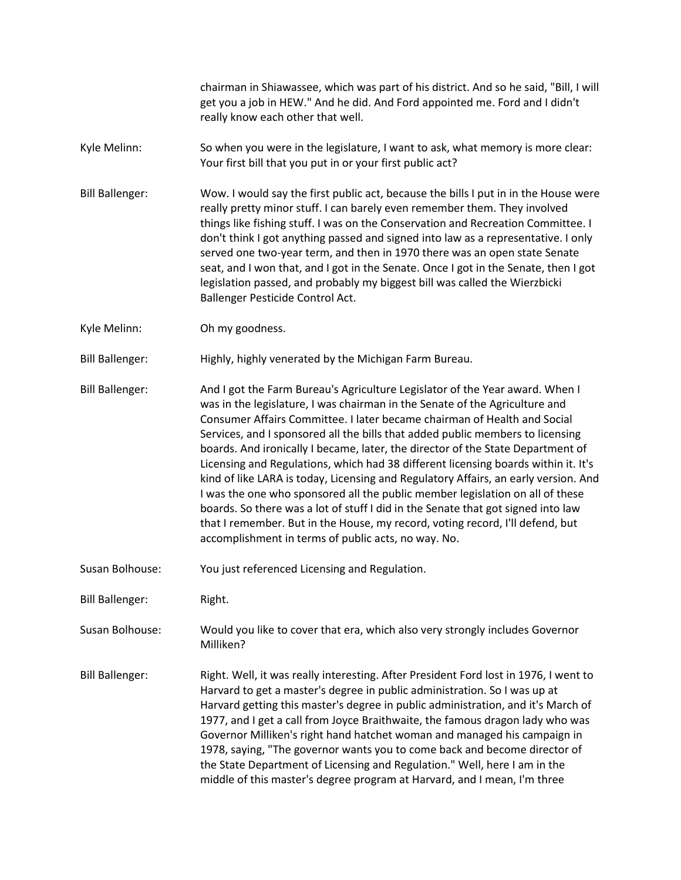chairman in Shiawassee, which was part of his district. And so he said, "Bill, I will get you a job in HEW." And he did. And Ford appointed me. Ford and I didn't really know each other that well.

Kyle Melinn: So when you were in the legislature, I want to ask, what memory is more clear: Your first bill that you put in or your first public act?

Bill Ballenger: Wow. I would say the first public act, because the bills I put in in the House were really pretty minor stuff. I can barely even remember them. They involved things like fishing stuff. I was on the Conservation and Recreation Committee. I don't think I got anything passed and signed into law as a representative. I only served one two-year term, and then in 1970 there was an open state Senate seat, and I won that, and I got in the Senate. Once I got in the Senate, then I got legislation passed, and probably my biggest bill was called the Wierzbicki Ballenger Pesticide Control Act.

Kyle Melinn: Oh my goodness.

Bill Ballenger: Highly, highly venerated by the Michigan Farm Bureau.

Bill Ballenger: And I got the Farm Bureau's Agriculture Legislator of the Year award. When I was in the legislature, I was chairman in the Senate of the Agriculture and Consumer Affairs Committee. I later became chairman of Health and Social Services, and I sponsored all the bills that added public members to licensing boards. And ironically I became, later, the director of the State Department of Licensing and Regulations, which had 38 different licensing boards within it. It's kind of like LARA is today, Licensing and Regulatory Affairs, an early version. And I was the one who sponsored all the public member legislation on all of these boards. So there was a lot of stuff I did in the Senate that got signed into law that I remember. But in the House, my record, voting record, I'll defend, but accomplishment in terms of public acts, no way. No.

Susan Bolhouse: You just referenced Licensing and Regulation.

Bill Ballenger: Right.

Susan Bolhouse: Would you like to cover that era, which also very strongly includes Governor Milliken?

Bill Ballenger: Right. Well, it was really interesting. After President Ford lost in 1976, I went to Harvard to get a master's degree in public administration. So I was up at Harvard getting this master's degree in public administration, and it's March of 1977, and I get a call from Joyce Braithwaite, the famous dragon lady who was Governor Milliken's right hand hatchet woman and managed his campaign in 1978, saying, "The governor wants you to come back and become director of the State Department of Licensing and Regulation." Well, here I am in the middle of this master's degree program at Harvard, and I mean, I'm three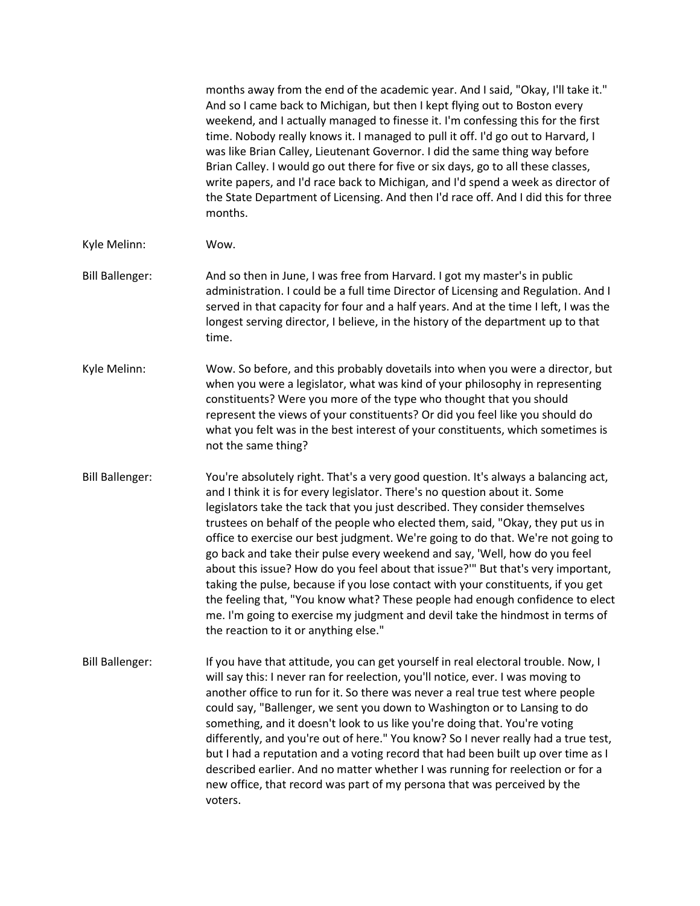months away from the end of the academic year. And I said, "Okay, I'll take it." And so I came back to Michigan, but then I kept flying out to Boston every weekend, and I actually managed to finesse it. I'm confessing this for the first time. Nobody really knows it. I managed to pull it off. I'd go out to Harvard, I was like Brian Calley, Lieutenant Governor. I did the same thing way before Brian Calley. I would go out there for five or six days, go to all these classes, write papers, and I'd race back to Michigan, and I'd spend a week as director of the State Department of Licensing. And then I'd race off. And I did this for three months.

Kyle Melinn: Wow.

Bill Ballenger: And so then in June, I was free from Harvard. I got my master's in public administration. I could be a full time Director of Licensing and Regulation. And I served in that capacity for four and a half years. And at the time I left, I was the longest serving director, I believe, in the history of the department up to that time.

Kyle Melinn: Wow. So before, and this probably dovetails into when you were a director, but when you were a legislator, what was kind of your philosophy in representing constituents? Were you more of the type who thought that you should represent the views of your constituents? Or did you feel like you should do what you felt was in the best interest of your constituents, which sometimes is not the same thing?

Bill Ballenger: You're absolutely right. That's a very good question. It's always a balancing act, and I think it is for every legislator. There's no question about it. Some legislators take the tack that you just described. They consider themselves trustees on behalf of the people who elected them, said, "Okay, they put us in office to exercise our best judgment. We're going to do that. We're not going to go back and take their pulse every weekend and say, 'Well, how do you feel about this issue? How do you feel about that issue?'" But that's very important, taking the pulse, because if you lose contact with your constituents, if you get the feeling that, "You know what? These people had enough confidence to elect me. I'm going to exercise my judgment and devil take the hindmost in terms of the reaction to it or anything else."

Bill Ballenger: If you have that attitude, you can get yourself in real electoral trouble. Now, I will say this: I never ran for reelection, you'll notice, ever. I was moving to another office to run for it. So there was never a real true test where people could say, "Ballenger, we sent you down to Washington or to Lansing to do something, and it doesn't look to us like you're doing that. You're voting differently, and you're out of here." You know? So I never really had a true test, but I had a reputation and a voting record that had been built up over time as I described earlier. And no matter whether I was running for reelection or for a new office, that record was part of my persona that was perceived by the voters.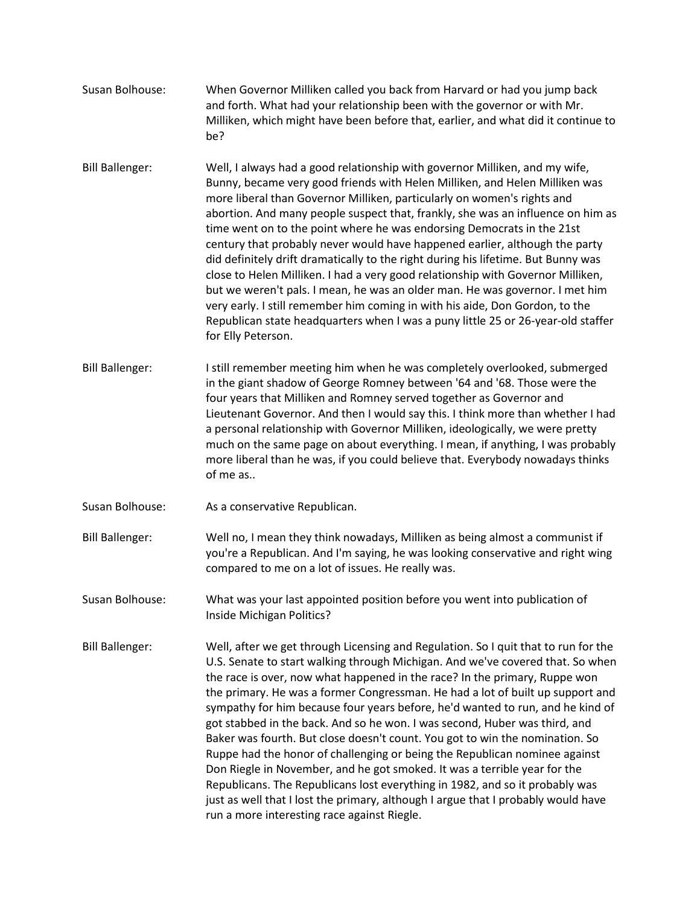Susan Bolhouse: When Governor Milliken called you back from Harvard or had you jump back and forth. What had your relationship been with the governor or with Mr. Milliken, which might have been before that, earlier, and what did it continue to be?

Bill Ballenger: Well, I always had a good relationship with governor Milliken, and my wife, Bunny, became very good friends with Helen Milliken, and Helen Milliken was more liberal than Governor Milliken, particularly on women's rights and abortion. And many people suspect that, frankly, she was an influence on him as time went on to the point where he was endorsing Democrats in the 21st century that probably never would have happened earlier, although the party did definitely drift dramatically to the right during his lifetime. But Bunny was close to Helen Milliken. I had a very good relationship with Governor Milliken, but we weren't pals. I mean, he was an older man. He was governor. I met him very early. I still remember him coming in with his aide, Don Gordon, to the Republican state headquarters when I was a puny little 25 or 26-year-old staffer for Elly Peterson.

Bill Ballenger: I still remember meeting him when he was completely overlooked, submerged in the giant shadow of George Romney between '64 and '68. Those were the four years that Milliken and Romney served together as Governor and Lieutenant Governor. And then I would say this. I think more than whether I had a personal relationship with Governor Milliken, ideologically, we were pretty much on the same page on about everything. I mean, if anything, I was probably more liberal than he was, if you could believe that. Everybody nowadays thinks of me as..

Susan Bolhouse: As a conservative Republican.

Bill Ballenger: Well no, I mean they think nowadays, Milliken as being almost a communist if you're a Republican. And I'm saying, he was looking conservative and right wing compared to me on a lot of issues. He really was.

Susan Bolhouse: What was your last appointed position before you went into publication of Inside Michigan Politics?

Bill Ballenger: Well, after we get through Licensing and Regulation. So I quit that to run for the U.S. Senate to start walking through Michigan. And we've covered that. So when the race is over, now what happened in the race? In the primary, Ruppe won the primary. He was a former Congressman. He had a lot of built up support and sympathy for him because four years before, he'd wanted to run, and he kind of got stabbed in the back. And so he won. I was second, Huber was third, and Baker was fourth. But close doesn't count. You got to win the nomination. So Ruppe had the honor of challenging or being the Republican nominee against Don Riegle in November, and he got smoked. It was a terrible year for the Republicans. The Republicans lost everything in 1982, and so it probably was just as well that I lost the primary, although I argue that I probably would have run a more interesting race against Riegle.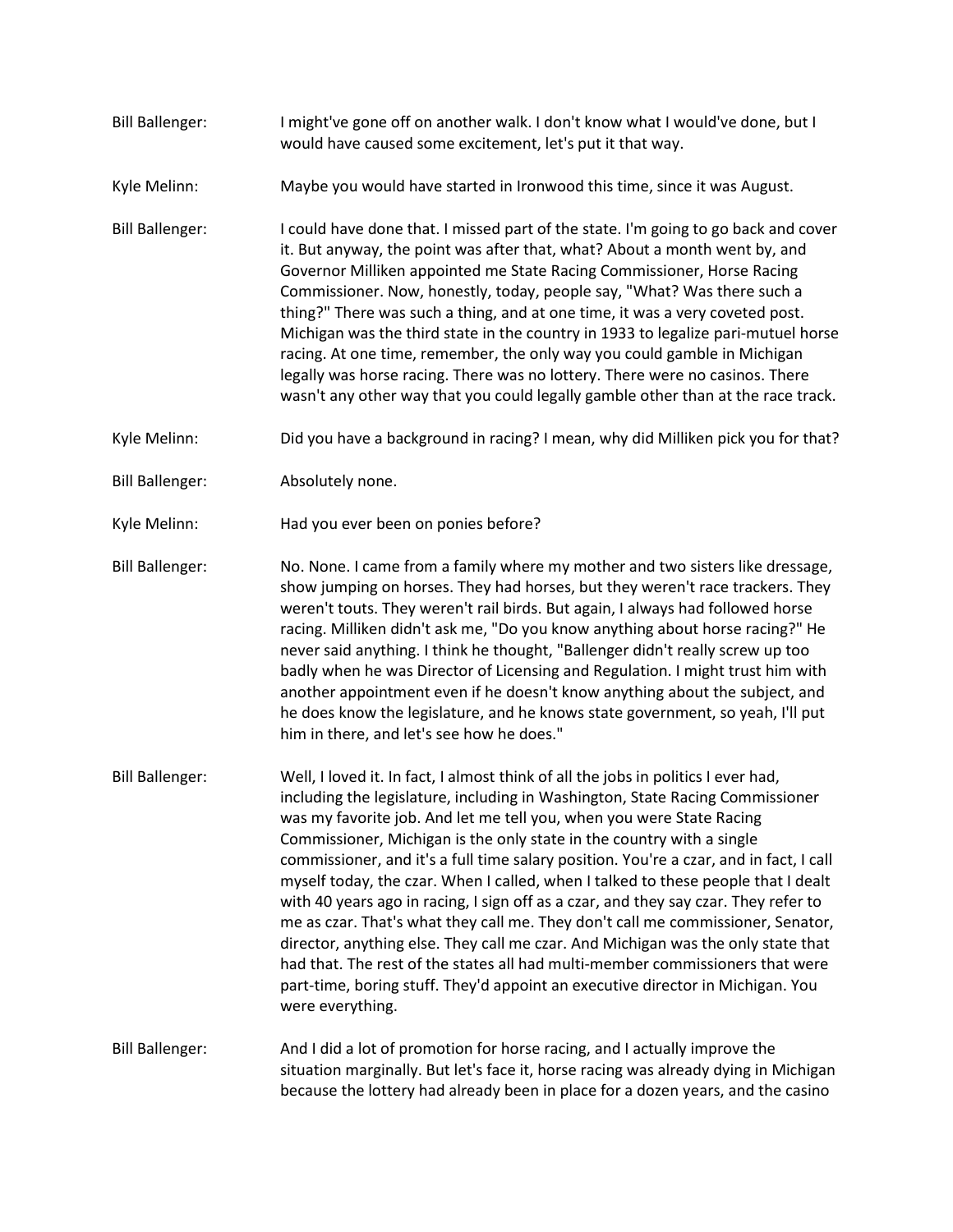Bill Ballenger: I might've gone off on another walk. I don't know what I would've done, but I would have caused some excitement, let's put it that way.

Kyle Melinn: Maybe you would have started in Ironwood this time, since it was August.

Bill Ballenger: I could have done that. I missed part of the state. I'm going to go back and cover it. But anyway, the point was after that, what? About a month went by, and Governor Milliken appointed me State Racing Commissioner, Horse Racing Commissioner. Now, honestly, today, people say, "What? Was there such a thing?" There was such a thing, and at one time, it was a very coveted post. Michigan was the third state in the country in 1933 to legalize pari-mutuel horse racing. At one time, remember, the only way you could gamble in Michigan legally was horse racing. There was no lottery. There were no casinos. There wasn't any other way that you could legally gamble other than at the race track.

Kyle Melinn: Did you have a background in racing? I mean, why did Milliken pick you for that?

Bill Ballenger: Absolutely none.

Kyle Melinn: Had you ever been on ponies before?

Bill Ballenger: No. None. I came from a family where my mother and two sisters like dressage, show jumping on horses. They had horses, but they weren't race trackers. They weren't touts. They weren't rail birds. But again, I always had followed horse racing. Milliken didn't ask me, "Do you know anything about horse racing?" He never said anything. I think he thought, "Ballenger didn't really screw up too badly when he was Director of Licensing and Regulation. I might trust him with another appointment even if he doesn't know anything about the subject, and he does know the legislature, and he knows state government, so yeah, I'll put him in there, and let's see how he does."

Bill Ballenger: Well, I loved it. In fact, I almost think of all the jobs in politics I ever had, including the legislature, including in Washington, State Racing Commissioner was my favorite job. And let me tell you, when you were State Racing Commissioner, Michigan is the only state in the country with a single commissioner, and it's a full time salary position. You're a czar, and in fact, I call myself today, the czar. When I called, when I talked to these people that I dealt with 40 years ago in racing, I sign off as a czar, and they say czar. They refer to me as czar. That's what they call me. They don't call me commissioner, Senator, director, anything else. They call me czar. And Michigan was the only state that had that. The rest of the states all had multi-member commissioners that were part-time, boring stuff. They'd appoint an executive director in Michigan. You were everything.

Bill Ballenger: And I did a lot of promotion for horse racing, and I actually improve the situation marginally. But let's face it, horse racing was already dying in Michigan because the lottery had already been in place for a dozen years, and the casino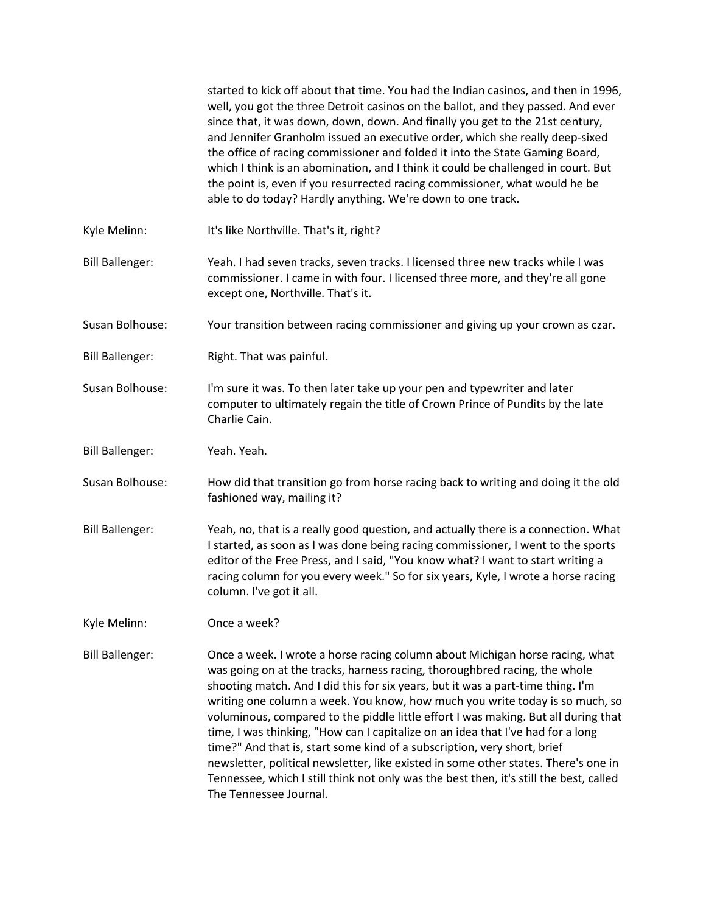started to kick off about that time. You had the Indian casinos, and then in 1996, well, you got the three Detroit casinos on the ballot, and they passed. And ever since that, it was down, down, down. And finally you get to the 21st century, and Jennifer Granholm issued an executive order, which she really deep-sixed the office of racing commissioner and folded it into the State Gaming Board, which I think is an abomination, and I think it could be challenged in court. But the point is, even if you resurrected racing commissioner, what would he be able to do today? Hardly anything. We're down to one track.

Kyle Melinn: It's like Northville. That's it, right?

Bill Ballenger: Yeah. I had seven tracks, seven tracks. I licensed three new tracks while I was commissioner. I came in with four. I licensed three more, and they're all gone except one, Northville. That's it.

Susan Bolhouse: Your transition between racing commissioner and giving up your crown as czar.

Bill Ballenger: Right. That was painful.

Susan Bolhouse: I'm sure it was. To then later take up your pen and typewriter and later computer to ultimately regain the title of Crown Prince of Pundits by the late Charlie Cain.

Bill Ballenger: Yeah. Yeah.

Susan Bolhouse: How did that transition go from horse racing back to writing and doing it the old fashioned way, mailing it?

Bill Ballenger: Yeah, no, that is a really good question, and actually there is a connection. What I started, as soon as I was done being racing commissioner, I went to the sports editor of the Free Press, and I said, "You know what? I want to start writing a racing column for you every week." So for six years, Kyle, I wrote a horse racing column. I've got it all.

Kyle Melinn: Once a week?

Bill Ballenger: Once a week. I wrote a horse racing column about Michigan horse racing, what was going on at the tracks, harness racing, thoroughbred racing, the whole shooting match. And I did this for six years, but it was a part-time thing. I'm writing one column a week. You know, how much you write today is so much, so voluminous, compared to the piddle little effort I was making. But all during that time, I was thinking, "How can I capitalize on an idea that I've had for a long time?" And that is, start some kind of a subscription, very short, brief newsletter, political newsletter, like existed in some other states. There's one in Tennessee, which I still think not only was the best then, it's still the best, called The Tennessee Journal.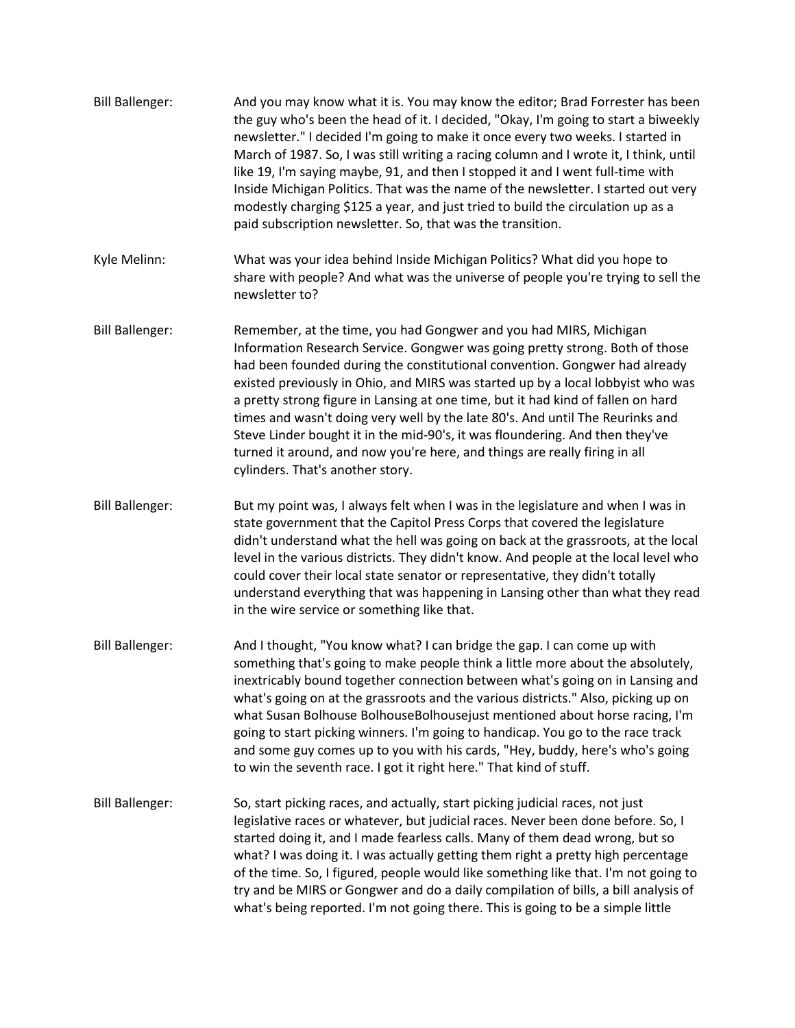Bill Ballenger: And you may know what it is. You may know the editor; Brad Forrester has been the guy who's been the head of it. I decided, "Okay, I'm going to start a biweekly newsletter." I decided I'm going to make it once every two weeks. I started in March of 1987. So, I was still writing a racing column and I wrote it, I think, until like 19, I'm saying maybe, 91, and then I stopped it and I went full-time with Inside Michigan Politics. That was the name of the newsletter. I started out very modestly charging $125 a year, and just tried to build the circulation up as a paid subscription newsletter. So, that was the transition.

Kyle Melinn: What was your idea behind Inside Michigan Politics? What did you hope to share with people? And what was the universe of people you're trying to sell the newsletter to?

Bill Ballenger: Remember, at the time, you had Gongwer and you had MIRS, Michigan Information Research Service. Gongwer was going pretty strong. Both of those had been founded during the constitutional convention. Gongwer had already existed previously in Ohio, and MIRS was started up by a local lobbyist who was a pretty strong figure in Lansing at one time, but it had kind of fallen on hard times and wasn't doing very well by the late 80's. And until The Reurinks and Steve Linder bought it in the mid-90's, it was floundering. And then they've turned it around, and now you're here, and things are really firing in all cylinders. That's another story.

Bill Ballenger: But my point was, I always felt when I was in the legislature and when I was in state government that the Capitol Press Corps that covered the legislature didn't understand what the hell was going on back at the grassroots, at the local level in the various districts. They didn't know. And people at the local level who could cover their local state senator or representative, they didn't totally understand everything that was happening in Lansing other than what they read in the wire service or something like that.

Bill Ballenger: And I thought, "You know what? I can bridge the gap. I can come up with something that's going to make people think a little more about the absolutely, inextricably bound together connection between what's going on in Lansing and what's going on at the grassroots and the various districts." Also, picking up on what Susan Bolhouse BolhouseBolhousejust mentioned about horse racing, I'm going to start picking winners. I'm going to handicap. You go to the race track and some guy comes up to you with his cards, "Hey, buddy, here's who's going to win the seventh race. I got it right here." That kind of stuff.

Bill Ballenger: So, start picking races, and actually, start picking judicial races, not just legislative races or whatever, but judicial races. Never been done before. So, I started doing it, and I made fearless calls. Many of them dead wrong, but so what? I was doing it. I was actually getting them right a pretty high percentage of the time. So, I figured, people would like something like that. I'm not going to try and be MIRS or Gongwer and do a daily compilation of bills, a bill analysis of what's being reported. I'm not going there. This is going to be a simple little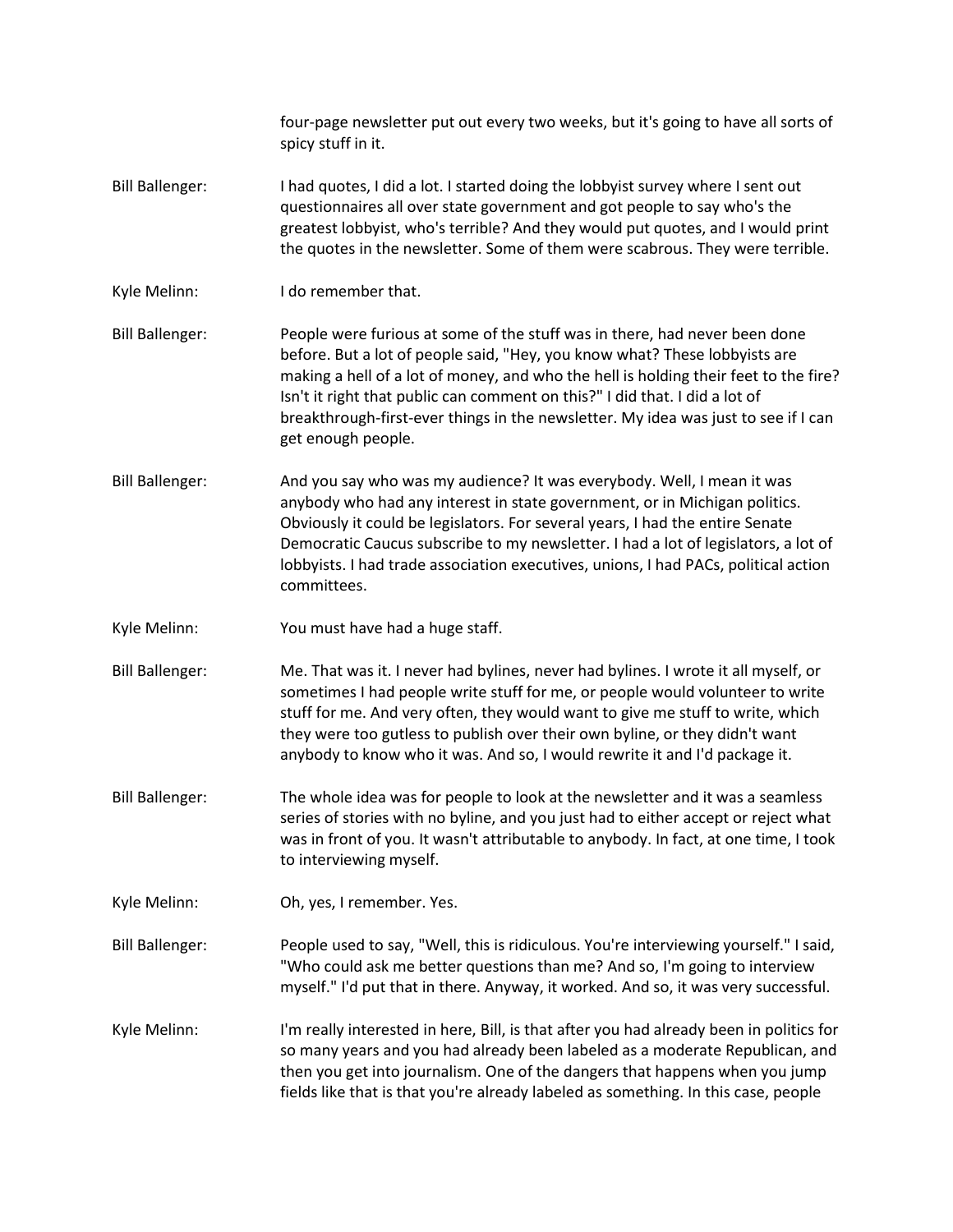four-page newsletter put out every two weeks, but it's going to have all sorts of spicy stuff in it.

Bill Ballenger: I had quotes, I did a lot. I started doing the lobbyist survey where I sent out questionnaires all over state government and got people to say who's the greatest lobbyist, who's terrible? And they would put quotes, and I would print the quotes in the newsletter. Some of them were scabrous. They were terrible.

Kyle Melinn: I do remember that.

Bill Ballenger: People were furious at some of the stuff was in there, had never been done before. But a lot of people said, "Hey, you know what? These lobbyists are making a hell of a lot of money, and who the hell is holding their feet to the fire? Isn't it right that public can comment on this?" I did that. I did a lot of breakthrough-first-ever things in the newsletter. My idea was just to see if I can get enough people.

Bill Ballenger: And you say who was my audience? It was everybody. Well, I mean it was anybody who had any interest in state government, or in Michigan politics. Obviously it could be legislators. For several years, I had the entire Senate Democratic Caucus subscribe to my newsletter. I had a lot of legislators, a lot of lobbyists. I had trade association executives, unions, I had PACs, political action committees.

Kyle Melinn: You must have had a huge staff.

Bill Ballenger: Me. That was it. I never had bylines, never had bylines. I wrote it all myself, or sometimes I had people write stuff for me, or people would volunteer to write stuff for me. And very often, they would want to give me stuff to write, which they were too gutless to publish over their own byline, or they didn't want anybody to know who it was. And so, I would rewrite it and I'd package it.

Bill Ballenger: The whole idea was for people to look at the newsletter and it was a seamless series of stories with no byline, and you just had to either accept or reject what was in front of you. It wasn't attributable to anybody. In fact, at one time, I took to interviewing myself.

Kyle Melinn: Oh, yes, I remember. Yes.

Bill Ballenger: People used to say, "Well, this is ridiculous. You're interviewing yourself." I said, "Who could ask me better questions than me? And so, I'm going to interview myself." I'd put that in there. Anyway, it worked. And so, it was very successful.

Kyle Melinn: I'm really interested in here, Bill, is that after you had already been in politics for so many years and you had already been labeled as a moderate Republican, and then you get into journalism. One of the dangers that happens when you jump fields like that is that you're already labeled as something. In this case, people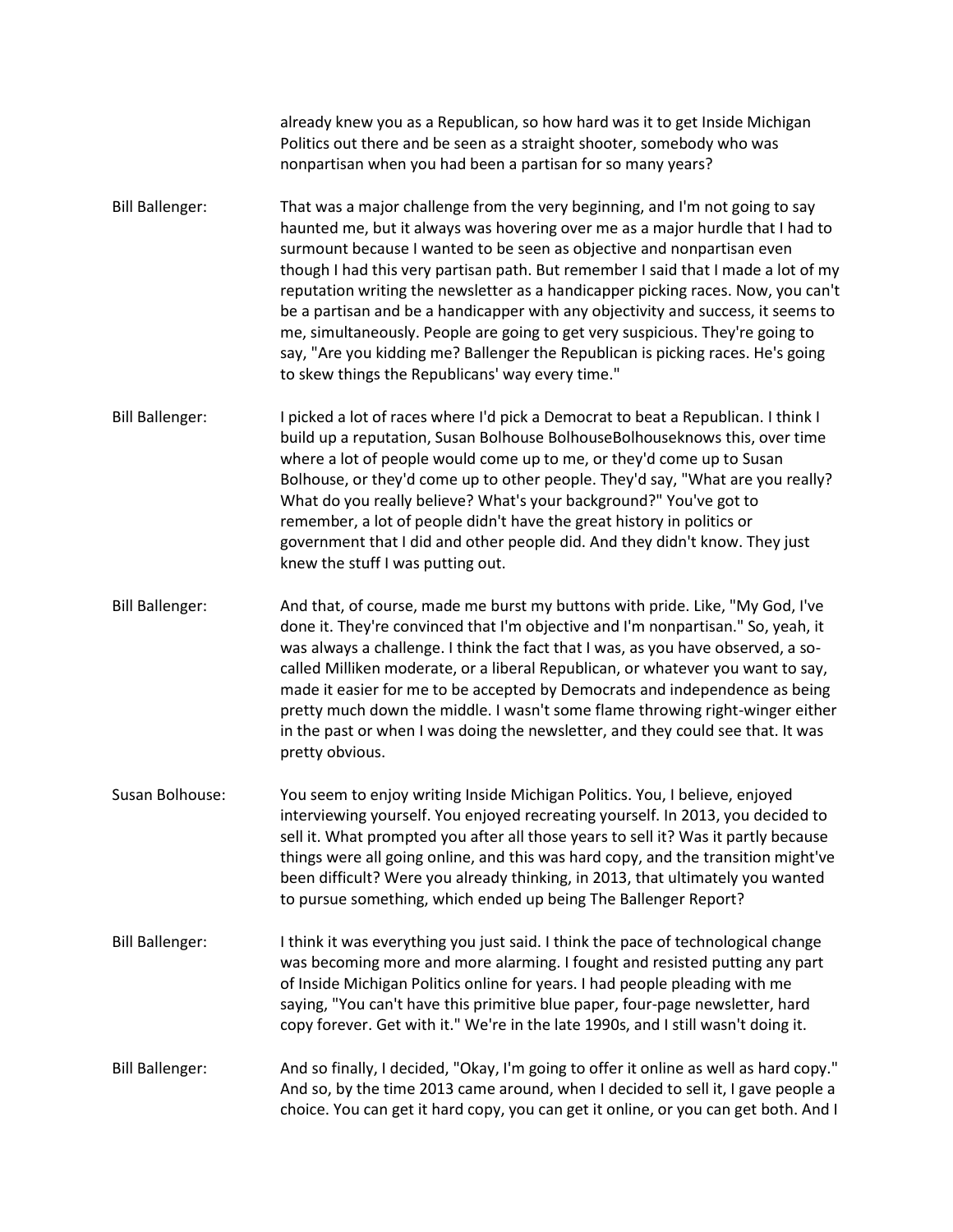already knew you as a Republican, so how hard was it to get Inside Michigan Politics out there and be seen as a straight shooter, somebody who was nonpartisan when you had been a partisan for so many years?

**Bill Ballenger:** That was a major challenge from the very beginning, and I'm not going to say haunted me, but it always was hovering over me as a major hurdle that I had to surmount because I wanted to be seen as objective and nonpartisan even though I had this very partisan path. But remember I said that I made a lot of my reputation writing the newsletter as a handicapper picking races. Now, you can't be a partisan and be a handicapper with any objectivity and success, it seems to me, simultaneously. People are going to get very suspicious. They're going to say, "Are you kidding me? Ballenger the Republican is picking races. He's going to skew things the Republicans' way every time."

**Bill Ballenger:** I picked a lot of races where I'd pick a Democrat to beat a Republican. I think I build up a reputation, Susan Bolhouse BolhouseBolhouseknows this, over time where a lot of people would come up to me, or they'd come up to Susan Bolhouse, or they'd come up to other people. They'd say, "What are you really? What do you really believe? What's your background?" You've got to remember, a lot of people didn't have the great history in politics or government that I did and other people did. And they didn't know. They just knew the stuff I was putting out.

**Bill Ballenger:** And that, of course, made me burst my buttons with pride. Like, "My God, I've done it. They're convinced that I'm objective and I'm nonpartisan." So, yeah, it was always a challenge. I think the fact that I was, as you have observed, a so-called Milliken moderate, or a liberal Republican, or whatever you want to say, made it easier for me to be accepted by Democrats and independence as being pretty much down the middle. I wasn't some flame throwing right-winger either in the past or when I was doing the newsletter, and they could see that. It was pretty obvious.

**Susan Bolhouse:** You seem to enjoy writing Inside Michigan Politics. You, I believe, enjoyed interviewing yourself. You enjoyed recreating yourself. In 2013, you decided to sell it. What prompted you after all those years to sell it? Was it partly because things were all going online, and this was hard copy, and the transition might've been difficult? Were you already thinking, in 2013, that ultimately you wanted to pursue something, which ended up being The Ballenger Report?

**Bill Ballenger:** I think it was everything you just said. I think the pace of technological change was becoming more and more alarming. I fought and resisted putting any part of Inside Michigan Politics online for years. I had people pleading with me saying, "You can't have this primitive blue paper, four-page newsletter, hard copy forever. Get with it." We're in the late 1990s, and I still wasn't doing it.

**Bill Ballenger:** And so finally, I decided, "Okay, I'm going to offer it online as well as hard copy." And so, by the time 2013 came around, when I decided to sell it, I gave people a choice. You can get it hard copy, you can get it online, or you can get both. And I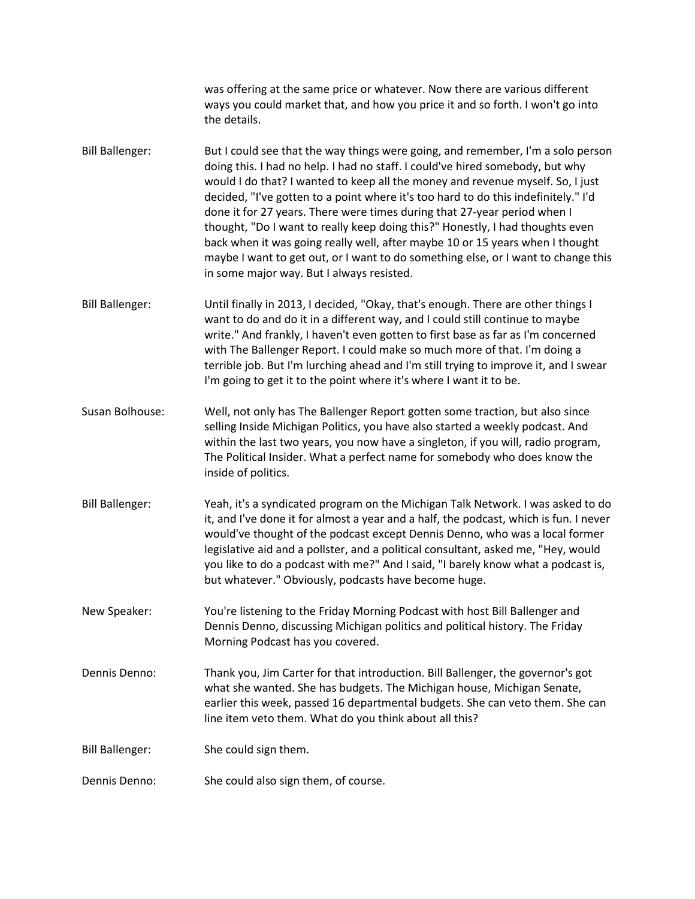was offering at the same price or whatever. Now there are various different ways you could market that, and how you price it and so forth. I won't go into the details.

Bill Ballenger: But I could see that the way things were going, and remember, I'm a solo person doing this. I had no help. I had no staff. I could've hired somebody, but why would I do that? I wanted to keep all the money and revenue myself. So, I just decided, "I've gotten to a point where it's too hard to do this indefinitely." I'd done it for 27 years. There were times during that 27-year period when I thought, "Do I want to really keep doing this?" Honestly, I had thoughts even back when it was going really well, after maybe 10 or 15 years when I thought maybe I want to get out, or I want to do something else, or I want to change this in some major way. But I always resisted.

Bill Ballenger: Until finally in 2013, I decided, "Okay, that's enough. There are other things I want to do and do it in a different way, and I could still continue to maybe write." And frankly, I haven't even gotten to first base as far as I'm concerned with The Ballenger Report. I could make so much more of that. I'm doing a terrible job. But I'm lurching ahead and I'm still trying to improve it, and I swear I'm going to get it to the point where it's where I want it to be.

Susan Bolhouse: Well, not only has The Ballenger Report gotten some traction, but also since selling Inside Michigan Politics, you have also started a weekly podcast. And within the last two years, you now have a singleton, if you will, radio program, The Political Insider. What a perfect name for somebody who does know the inside of politics.

Bill Ballenger: Yeah, it's a syndicated program on the Michigan Talk Network. I was asked to do it, and I've done it for almost a year and a half, the podcast, which is fun. I never would've thought of the podcast except Dennis Denno, who was a local former legislative aid and a pollster, and a political consultant, asked me, "Hey, would you like to do a podcast with me?" And I said, "I barely know what a podcast is, but whatever." Obviously, podcasts have become huge.

New Speaker: You're listening to the Friday Morning Podcast with host Bill Ballenger and Dennis Denno, discussing Michigan politics and political history. The Friday Morning Podcast has you covered.

Dennis Denno: Thank you, Jim Carter for that introduction. Bill Ballenger, the governor's got what she wanted. She has budgets. The Michigan house, Michigan Senate, earlier this week, passed 16 departmental budgets. She can veto them. She can line item veto them. What do you think about all this?

Bill Ballenger: She could sign them.

Dennis Denno: She could also sign them, of course.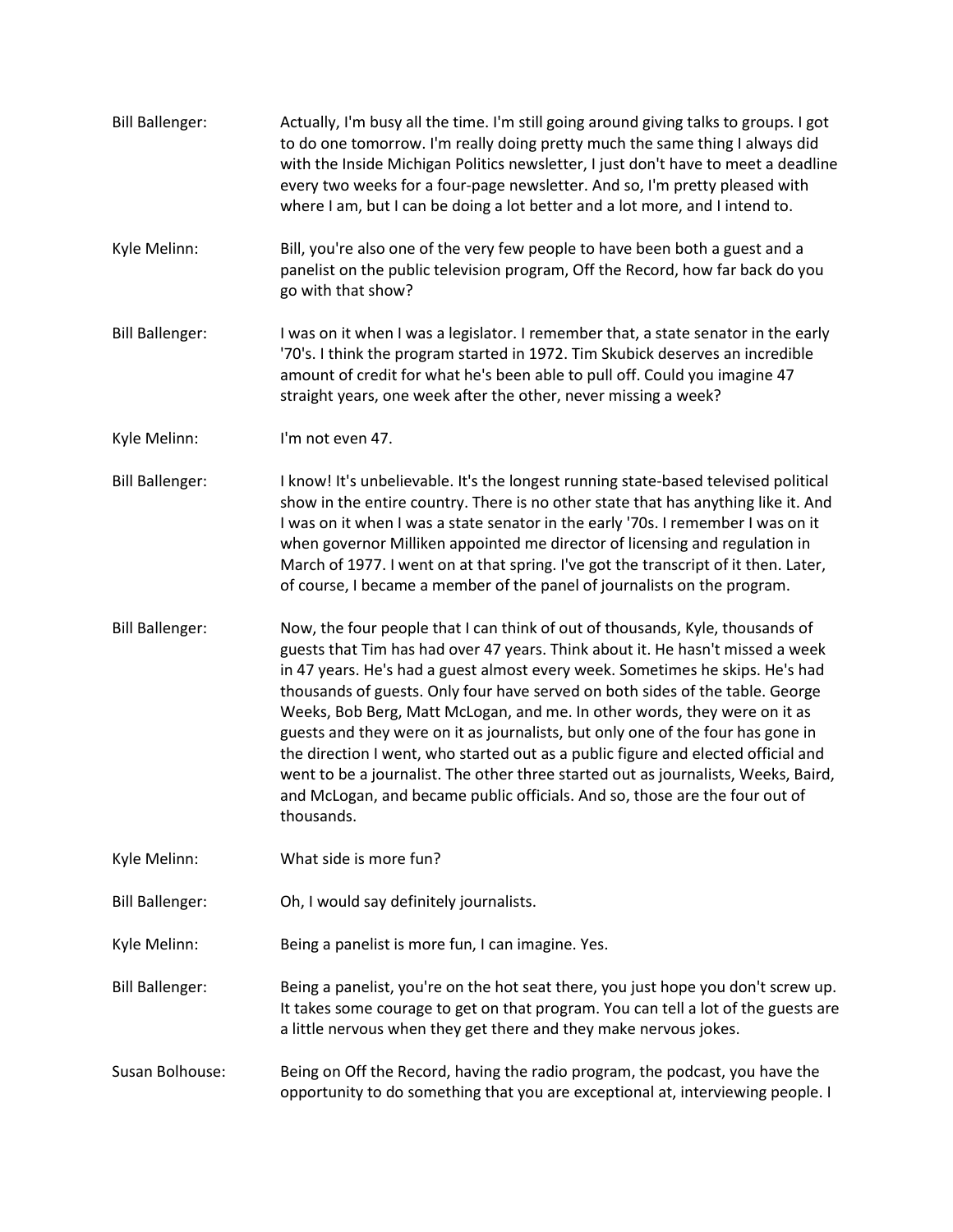Bill Ballenger: Actually, I'm busy all the time. I'm still going around giving talks to groups. I got to do one tomorrow. I'm really doing pretty much the same thing I always did with the Inside Michigan Politics newsletter, I just don't have to meet a deadline every two weeks for a four-page newsletter. And so, I'm pretty pleased with where I am, but I can be doing a lot better and a lot more, and I intend to.

Kyle Melinn: Bill, you're also one of the very few people to have been both a guest and a panelist on the public television program, Off the Record, how far back do you go with that show?

Bill Ballenger: I was on it when I was a legislator. I remember that, a state senator in the early '70's. I think the program started in 1972. Tim Skubick deserves an incredible amount of credit for what he's been able to pull off. Could you imagine 47 straight years, one week after the other, never missing a week?

Kyle Melinn: I'm not even 47.

Bill Ballenger: I know! It's unbelievable. It's the longest running state-based televised political show in the entire country. There is no other state that has anything like it. And I was on it when I was a state senator in the early '70s. I remember I was on it when governor Milliken appointed me director of licensing and regulation in March of 1977. I went on at that spring. I've got the transcript of it then. Later, of course, I became a member of the panel of journalists on the program.

Bill Ballenger: Now, the four people that I can think of out of thousands, Kyle, thousands of guests that Tim has had over 47 years. Think about it. He hasn't missed a week in 47 years. He's had a guest almost every week. Sometimes he skips. He's had thousands of guests. Only four have served on both sides of the table. George Weeks, Bob Berg, Matt McLogan, and me. In other words, they were on it as guests and they were on it as journalists, but only one of the four has gone in the direction I went, who started out as a public figure and elected official and went to be a journalist. The other three started out as journalists, Weeks, Baird, and McLogan, and became public officials. And so, those are the four out of thousands.

Kyle Melinn: What side is more fun?

Bill Ballenger: Oh, I would say definitely journalists.

Kyle Melinn: Being a panelist is more fun, I can imagine. Yes.

Bill Ballenger: Being a panelist, you're on the hot seat there, you just hope you don't screw up. It takes some courage to get on that program. You can tell a lot of the guests are a little nervous when they get there and they make nervous jokes.

Susan Bolhouse: Being on Off the Record, having the radio program, the podcast, you have the opportunity to do something that you are exceptional at, interviewing people. I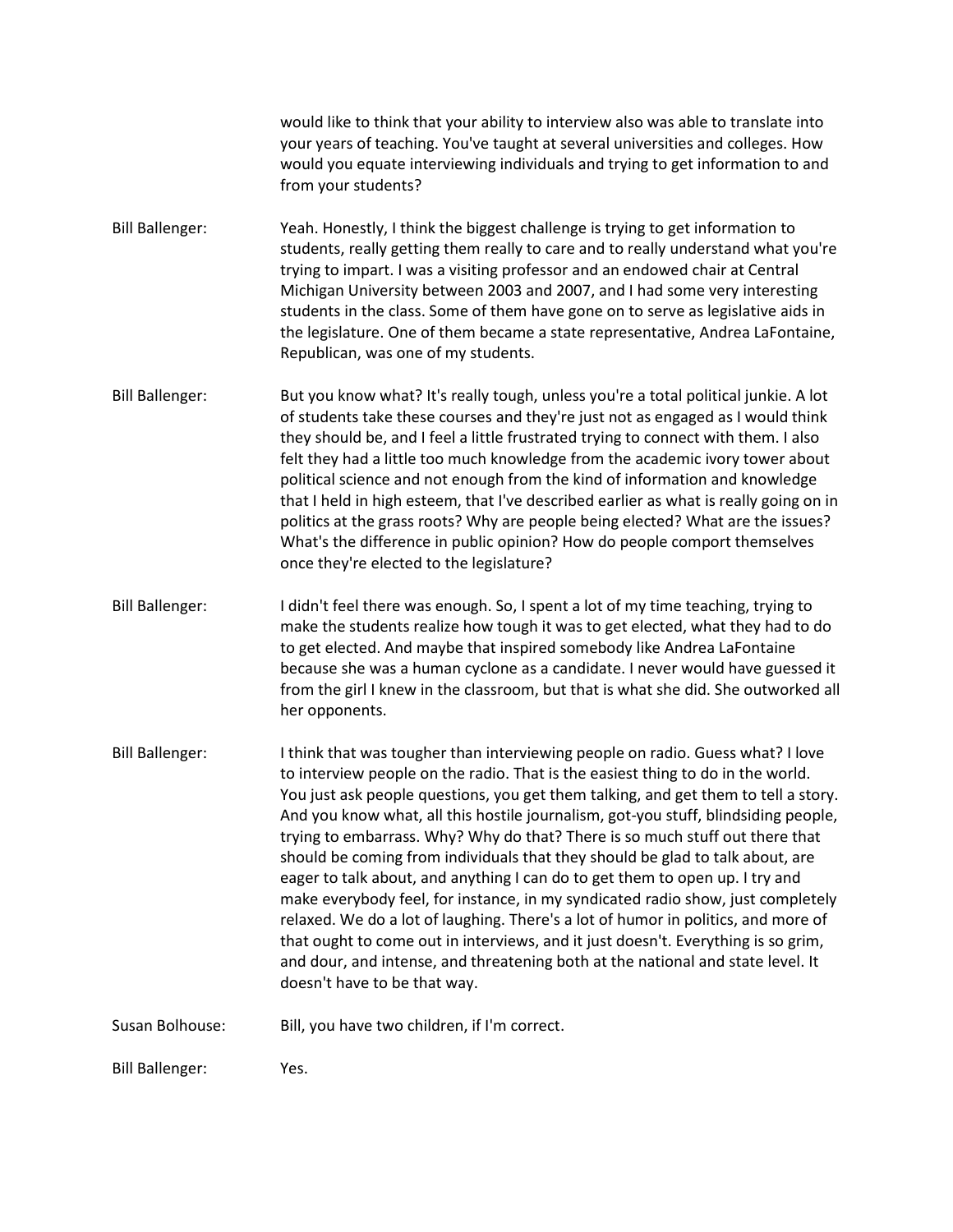would like to think that your ability to interview also was able to translate into your years of teaching. You've taught at several universities and colleges. How would you equate interviewing individuals and trying to get information to and from your students?

Bill Ballenger: Yeah. Honestly, I think the biggest challenge is trying to get information to students, really getting them really to care and to really understand what you're trying to impart. I was a visiting professor and an endowed chair at Central Michigan University between 2003 and 2007, and I had some very interesting students in the class. Some of them have gone on to serve as legislative aids in the legislature. One of them became a state representative, Andrea LaFontaine, Republican, was one of my students.

Bill Ballenger: But you know what? It's really tough, unless you're a total political junkie. A lot of students take these courses and they're just not as engaged as I would think they should be, and I feel a little frustrated trying to connect with them. I also felt they had a little too much knowledge from the academic ivory tower about political science and not enough from the kind of information and knowledge that I held in high esteem, that I've described earlier as what is really going on in politics at the grass roots? Why are people being elected? What are the issues? What's the difference in public opinion? How do people comport themselves once they're elected to the legislature?

Bill Ballenger: I didn't feel there was enough. So, I spent a lot of my time teaching, trying to make the students realize how tough it was to get elected, what they had to do to get elected. And maybe that inspired somebody like Andrea LaFontaine because she was a human cyclone as a candidate. I never would have guessed it from the girl I knew in the classroom, but that is what she did. She outworked all her opponents.

Bill Ballenger: I think that was tougher than interviewing people on radio. Guess what? I love to interview people on the radio. That is the easiest thing to do in the world. You just ask people questions, you get them talking, and get them to tell a story. And you know what, all this hostile journalism, got-you stuff, blindsiding people, trying to embarrass. Why? Why do that? There is so much stuff out there that should be coming from individuals that they should be glad to talk about, are eager to talk about, and anything I can do to get them to open up. I try and make everybody feel, for instance, in my syndicated radio show, just completely relaxed. We do a lot of laughing. There's a lot of humor in politics, and more of that ought to come out in interviews, and it just doesn't. Everything is so grim, and dour, and intense, and threatening both at the national and state level. It doesn't have to be that way.

Susan Bolhouse: Bill, you have two children, if I'm correct.

Bill Ballenger: Yes.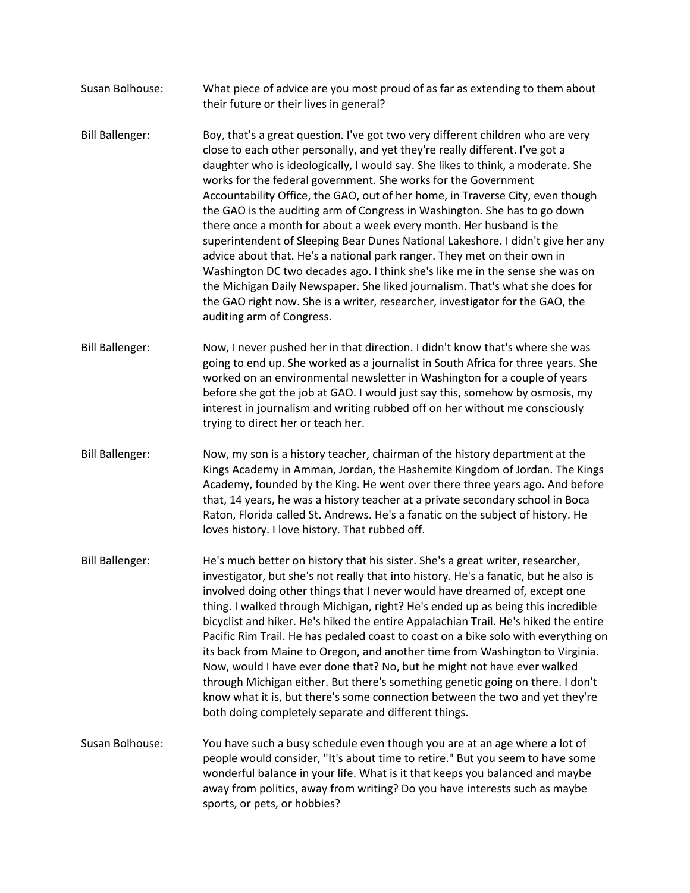Susan Bolhouse: What piece of advice are you most proud of as far as extending to them about their future or their lives in general?

Bill Ballenger: Boy, that's a great question. I've got two very different children who are very close to each other personally, and yet they're really different. I've got a daughter who is ideologically, I would say. She likes to think, a moderate. She works for the federal government. She works for the Government Accountability Office, the GAO, out of her home, in Traverse City, even though the GAO is the auditing arm of Congress in Washington. She has to go down there once a month for about a week every month. Her husband is the superintendent of Sleeping Bear Dunes National Lakeshore. I didn't give her any advice about that. He's a national park ranger. They met on their own in Washington DC two decades ago. I think she's like me in the sense she was on the Michigan Daily Newspaper. She liked journalism. That's what she does for the GAO right now. She is a writer, researcher, investigator for the GAO, the auditing arm of Congress.

Bill Ballenger: Now, I never pushed her in that direction. I didn't know that's where she was going to end up. She worked as a journalist in South Africa for three years. She worked on an environmental newsletter in Washington for a couple of years before she got the job at GAO. I would just say this, somehow by osmosis, my interest in journalism and writing rubbed off on her without me consciously trying to direct her or teach her.

Bill Ballenger: Now, my son is a history teacher, chairman of the history department at the Kings Academy in Amman, Jordan, the Hashemite Kingdom of Jordan. The Kings Academy, founded by the King. He went over there three years ago. And before that, 14 years, he was a history teacher at a private secondary school in Boca Raton, Florida called St. Andrews. He's a fanatic on the subject of history. He loves history. I love history. That rubbed off.

Bill Ballenger: He's much better on history that his sister. She's a great writer, researcher, investigator, but she's not really that into history. He's a fanatic, but he also is involved doing other things that I never would have dreamed of, except one thing. I walked through Michigan, right? He's ended up as being this incredible bicyclist and hiker. He's hiked the entire Appalachian Trail. He's hiked the entire Pacific Rim Trail. He has pedaled coast to coast on a bike solo with everything on its back from Maine to Oregon, and another time from Washington to Virginia. Now, would I have ever done that? No, but he might not have ever walked through Michigan either. But there's something genetic going on there. I don't know what it is, but there's some connection between the two and yet they're both doing completely separate and different things.

Susan Bolhouse: You have such a busy schedule even though you are at an age where a lot of people would consider, "It's about time to retire." But you seem to have some wonderful balance in your life. What is it that keeps you balanced and maybe away from politics, away from writing? Do you have interests such as maybe sports, or pets, or hobbies?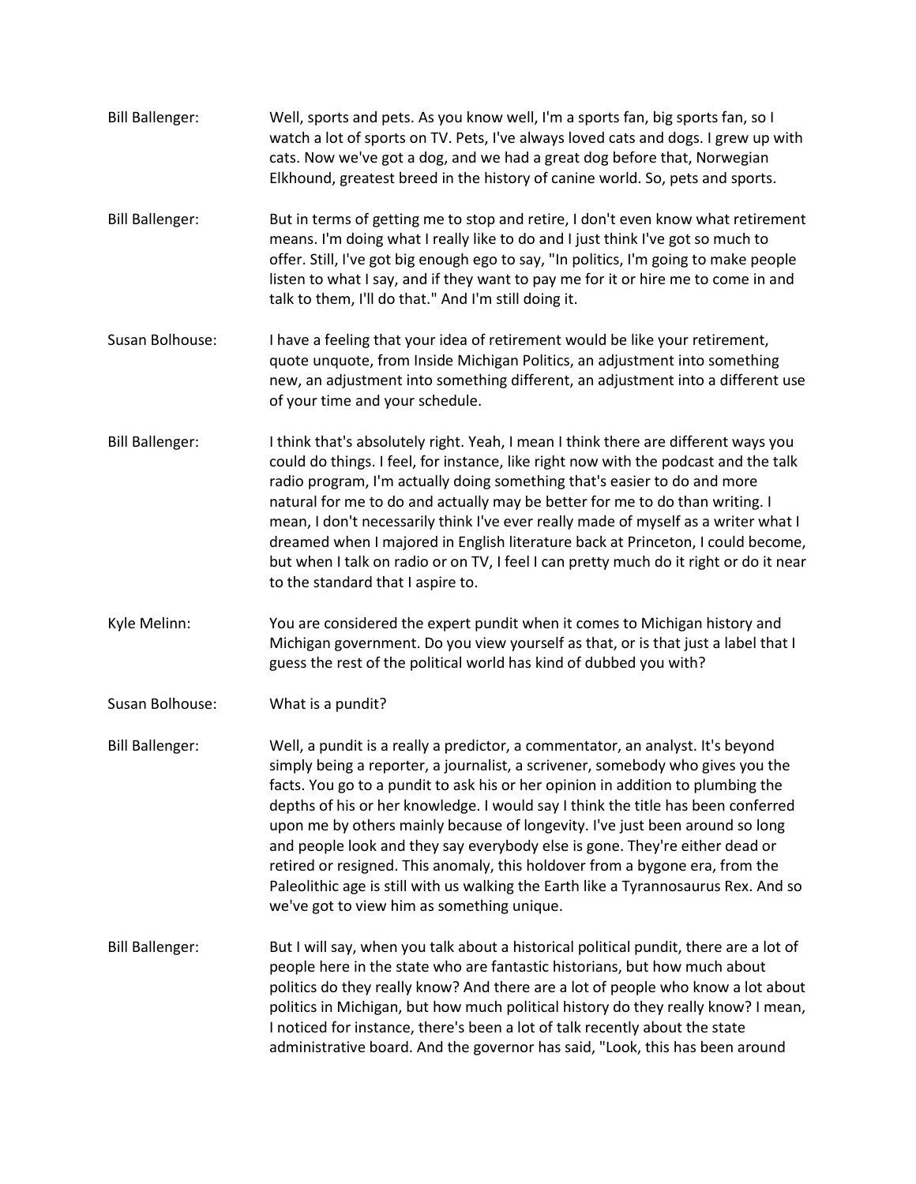Bill Ballenger: Well, sports and pets. As you know well, I'm a sports fan, big sports fan, so I watch a lot of sports on TV. Pets, I've always loved cats and dogs. I grew up with cats. Now we've got a dog, and we had a great dog before that, Norwegian Elkhound, greatest breed in the history of canine world. So, pets and sports.

Bill Ballenger: But in terms of getting me to stop and retire, I don't even know what retirement means. I'm doing what I really like to do and I just think I've got so much to offer. Still, I've got big enough ego to say, "In politics, I'm going to make people listen to what I say, and if they want to pay me for it or hire me to come in and talk to them, I'll do that." And I'm still doing it.

Susan Bolhouse: I have a feeling that your idea of retirement would be like your retirement, quote unquote, from Inside Michigan Politics, an adjustment into something new, an adjustment into something different, an adjustment into a different use of your time and your schedule.

Bill Ballenger: I think that's absolutely right. Yeah, I mean I think there are different ways you could do things. I feel, for instance, like right now with the podcast and the talk radio program, I'm actually doing something that's easier to do and more natural for me to do and actually may be better for me to do than writing. I mean, I don't necessarily think I've ever really made of myself as a writer what I dreamed when I majored in English literature back at Princeton, I could become, but when I talk on radio or on TV, I feel I can pretty much do it right or do it near to the standard that I aspire to.

Kyle Melinn: You are considered the expert pundit when it comes to Michigan history and Michigan government. Do you view yourself as that, or is that just a label that I guess the rest of the political world has kind of dubbed you with?

Susan Bolhouse: What is a pundit?

Bill Ballenger: Well, a pundit is a really a predictor, a commentator, an analyst. It's beyond simply being a reporter, a journalist, a scrivener, somebody who gives you the facts. You go to a pundit to ask his or her opinion in addition to plumbing the depths of his or her knowledge. I would say I think the title has been conferred upon me by others mainly because of longevity. I've just been around so long and people look and they say everybody else is gone. They're either dead or retired or resigned. This anomaly, this holdover from a bygone era, from the Paleolithic age is still with us walking the Earth like a Tyrannosaurus Rex. And so we've got to view him as something unique.

Bill Ballenger: But I will say, when you talk about a historical political pundit, there are a lot of people here in the state who are fantastic historians, but how much about politics do they really know? And there are a lot of people who know a lot about politics in Michigan, but how much political history do they really know? I mean, I noticed for instance, there's been a lot of talk recently about the state administrative board. And the governor has said, "Look, this has been around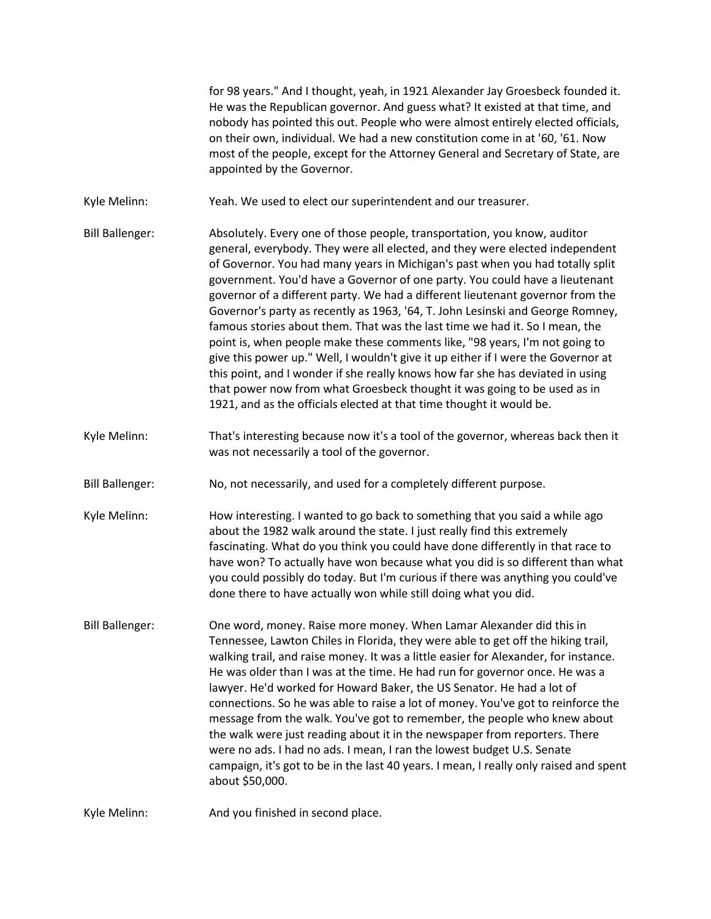for 98 years." And I thought, yeah, in 1921 Alexander Jay Groesbeck founded it. He was the Republican governor. And guess what? It existed at that time, and nobody has pointed this out. People who were almost entirely elected officials, on their own, individual. We had a new constitution come in at '60, '61. Now most of the people, except for the Attorney General and Secretary of State, are appointed by the Governor.

Kyle Melinn: Yeah. We used to elect our superintendent and our treasurer.

Bill Ballenger: Absolutely. Every one of those people, transportation, you know, auditor general, everybody. They were all elected, and they were elected independent of Governor. You had many years in Michigan's past when you had totally split government. You'd have a Governor of one party. You could have a lieutenant governor of a different party. We had a different lieutenant governor from the Governor's party as recently as 1963, '64, T. John Lesinski and George Romney, famous stories about them. That was the last time we had it. So I mean, the point is, when people make these comments like, "98 years, I'm not going to give this power up." Well, I wouldn't give it up either if I were the Governor at this point, and I wonder if she really knows how far she has deviated in using that power now from what Groesbeck thought it was going to be used as in 1921, and as the officials elected at that time thought it would be.

Kyle Melinn: That's interesting because now it's a tool of the governor, whereas back then it was not necessarily a tool of the governor.

Bill Ballenger: No, not necessarily, and used for a completely different purpose.

Kyle Melinn: How interesting. I wanted to go back to something that you said a while ago about the 1982 walk around the state. I just really find this extremely fascinating. What do you think you could have done differently in that race to have won? To actually have won because what you did is so different than what you could possibly do today. But I'm curious if there was anything you could've done there to have actually won while still doing what you did.

Bill Ballenger: One word, money. Raise more money. When Lamar Alexander did this in Tennessee, Lawton Chiles in Florida, they were able to get off the hiking trail, walking trail, and raise money. It was a little easier for Alexander, for instance. He was older than I was at the time. He had run for governor once. He was a lawyer. He'd worked for Howard Baker, the US Senator. He had a lot of connections. So he was able to raise a lot of money. You've got to reinforce the message from the walk. You've got to remember, the people who knew about the walk were just reading about it in the newspaper from reporters. There were no ads. I had no ads. I mean, I ran the lowest budget U.S. Senate campaign, it's got to be in the last 40 years. I mean, I really only raised and spent about $50,000.

Kyle Melinn: And you finished in second place.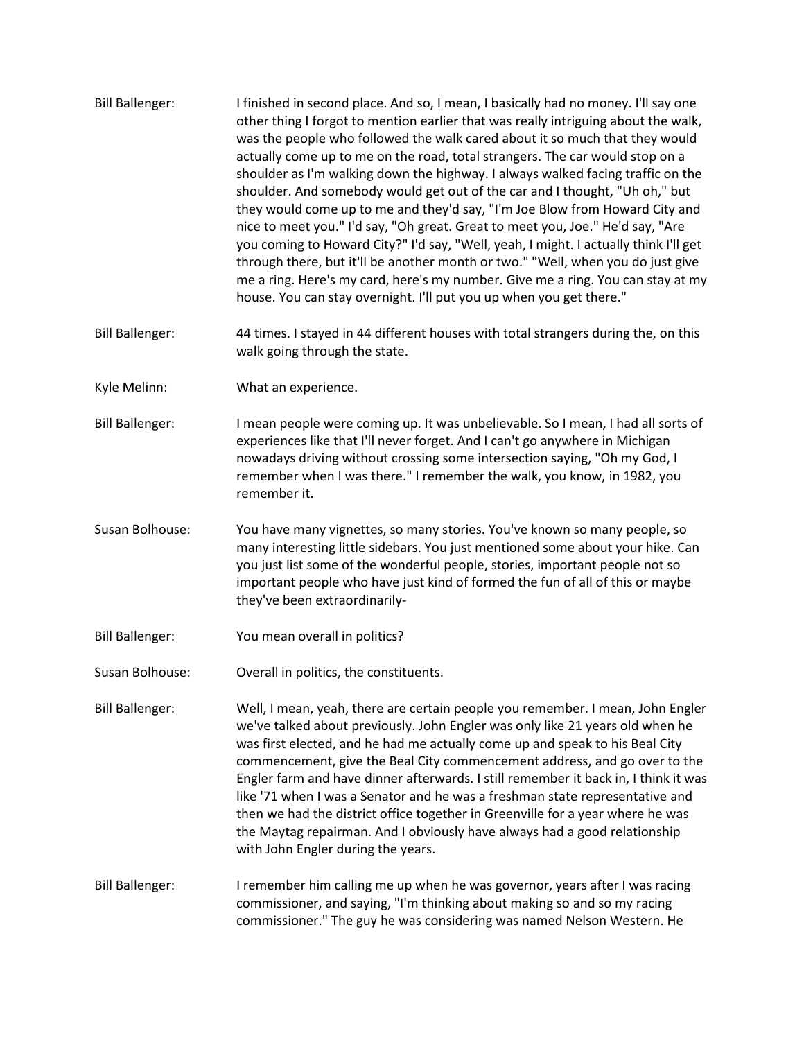**Bill Ballenger:** I finished in second place. And so, I mean, I basically had no money. I'll say one other thing I forgot to mention earlier that was really intriguing about the walk, was the people who followed the walk cared about it so much that they would actually come up to me on the road, total strangers. The car would stop on a shoulder as I'm walking down the highway. I always walked facing traffic on the shoulder. And somebody would get out of the car and I thought, "Uh oh," but they would come up to me and they'd say, "I'm Joe Blow from Howard City and nice to meet you." I'd say, "Oh great. Great to meet you, Joe." He'd say, "Are you coming to Howard City?" I'd say, "Well, yeah, I might. I actually think I'll get through there, but it'll be another month or two." "Well, when you do just give me a ring. Here's my card, here's my number. Give me a ring. You can stay at my house. You can stay overnight. I'll put you up when you get there."

**Bill Ballenger:** 44 times. I stayed in 44 different houses with total strangers during the, on this walk going through the state.

**Kyle Melinn:** What an experience.

**Bill Ballenger:** I mean people were coming up. It was unbelievable. So I mean, I had all sorts of experiences like that I'll never forget. And I can't go anywhere in Michigan nowadays driving without crossing some intersection saying, "Oh my God, I remember when I was there." I remember the walk, you know, in 1982, you remember it.

**Susan Bolhouse:** You have many vignettes, so many stories. You've known so many people, so many interesting little sidebars. You just mentioned some about your hike. Can you just list some of the wonderful people, stories, important people not so important people who have just kind of formed the fun of all of this or maybe they've been extraordinarily-

**Bill Ballenger:** You mean overall in politics?

**Susan Bolhouse:** Overall in politics, the constituents.

**Bill Ballenger:** Well, I mean, yeah, there are certain people you remember. I mean, John Engler we've talked about previously. John Engler was only like 21 years old when he was first elected, and he had me actually come up and speak to his Beal City commencement, give the Beal City commencement address, and go over to the Engler farm and have dinner afterwards. I still remember it back in, I think it was like '71 when I was a Senator and he was a freshman state representative and then we had the district office together in Greenville for a year where he was the Maytag repairman. And I obviously have always had a good relationship with John Engler during the years.

**Bill Ballenger:** I remember him calling me up when he was governor, years after I was racing commissioner, and saying, "I'm thinking about making so and so my racing commissioner." The guy he was considering was named Nelson Western. He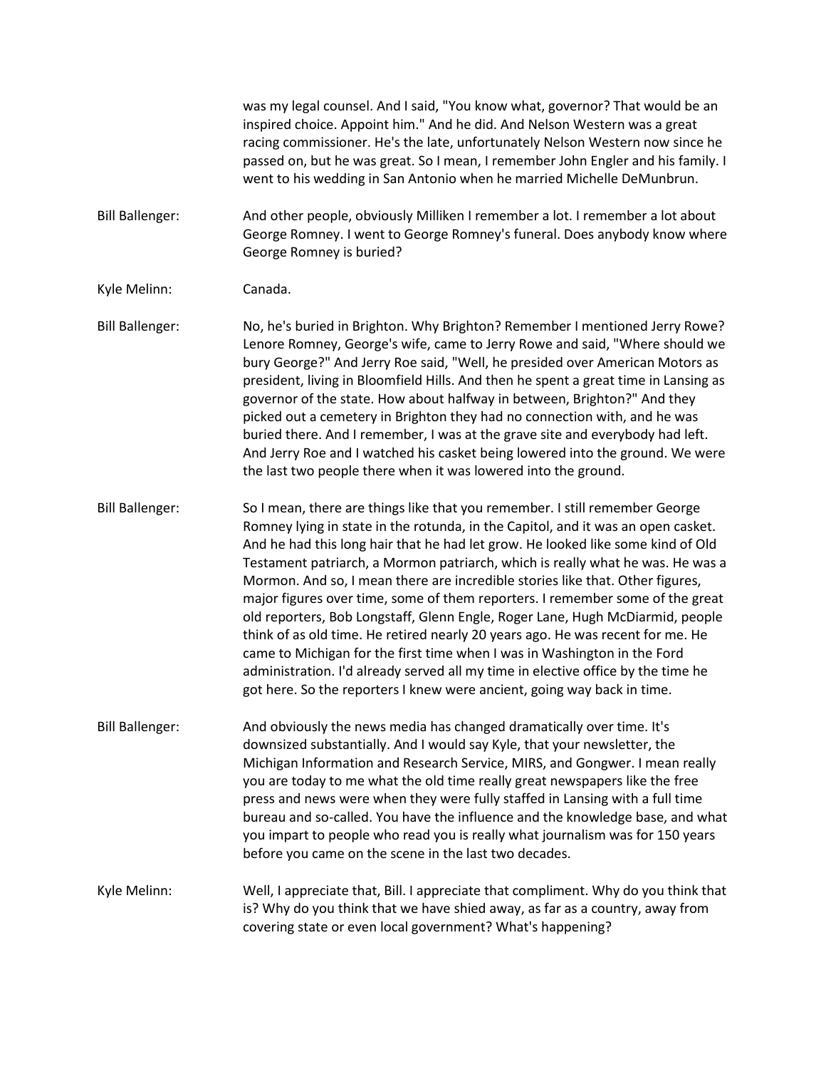was my legal counsel. And I said, "You know what, governor? That would be an inspired choice. Appoint him." And he did. And Nelson Western was a great racing commissioner. He's the late, unfortunately Nelson Western now since he passed on, but he was great. So I mean, I remember John Engler and his family. I went to his wedding in San Antonio when he married Michelle DeMunbrun.

Bill Ballenger: And other people, obviously Milliken I remember a lot. I remember a lot about George Romney. I went to George Romney's funeral. Does anybody know where George Romney is buried?

Kyle Melinn: Canada.

Bill Ballenger: No, he's buried in Brighton. Why Brighton? Remember I mentioned Jerry Rowe? Lenore Romney, George's wife, came to Jerry Rowe and said, "Where should we bury George?" And Jerry Roe said, "Well, he presided over American Motors as president, living in Bloomfield Hills. And then he spent a great time in Lansing as governor of the state. How about halfway in between, Brighton?" And they picked out a cemetery in Brighton they had no connection with, and he was buried there. And I remember, I was at the grave site and everybody had left. And Jerry Roe and I watched his casket being lowered into the ground. We were the last two people there when it was lowered into the ground.

Bill Ballenger: So I mean, there are things like that you remember. I still remember George Romney lying in state in the rotunda, in the Capitol, and it was an open casket. And he had this long hair that he had let grow. He looked like some kind of Old Testament patriarch, a Mormon patriarch, which is really what he was. He was a Mormon. And so, I mean there are incredible stories like that. Other figures, major figures over time, some of them reporters. I remember some of the great old reporters, Bob Longstaff, Glenn Engle, Roger Lane, Hugh McDiarmid, people think of as old time. He retired nearly 20 years ago. He was recent for me. He came to Michigan for the first time when I was in Washington in the Ford administration. I'd already served all my time in elective office by the time he got here. So the reporters I knew were ancient, going way back in time.

Bill Ballenger: And obviously the news media has changed dramatically over time. It's downsized substantially. And I would say Kyle, that your newsletter, the Michigan Information and Research Service, MIRS, and Gongwer. I mean really you are today to me what the old time really great newspapers like the free press and news were when they were fully staffed in Lansing with a full time bureau and so-called. You have the influence and the knowledge base, and what you impart to people who read you is really what journalism was for 150 years before you came on the scene in the last two decades.

Kyle Melinn: Well, I appreciate that, Bill. I appreciate that compliment. Why do you think that is? Why do you think that we have shied away, as far as a country, away from covering state or even local government? What's happening?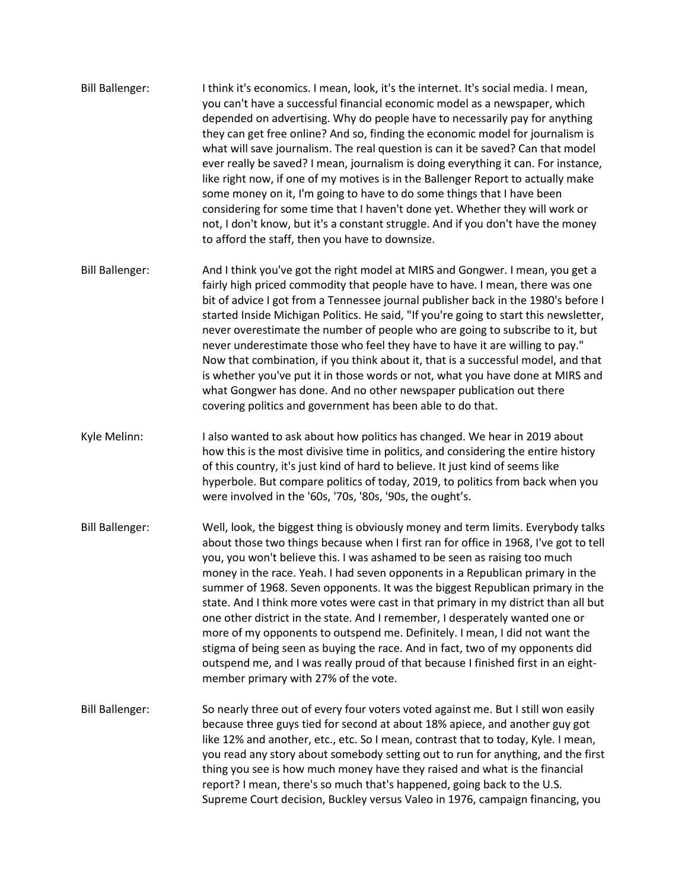Bill Ballenger: I think it's economics. I mean, look, it's the internet. It's social media. I mean, you can't have a successful financial economic model as a newspaper, which depended on advertising. Why do people have to necessarily pay for anything they can get free online? And so, finding the economic model for journalism is what will save journalism. The real question is can it be saved? Can that model ever really be saved? I mean, journalism is doing everything it can. For instance, like right now, if one of my motives is in the Ballenger Report to actually make some money on it, I'm going to have to do some things that I have been considering for some time that I haven't done yet. Whether they will work or not, I don't know, but it's a constant struggle. And if you don't have the money to afford the staff, then you have to downsize.

Bill Ballenger: And I think you've got the right model at MIRS and Gongwer. I mean, you get a fairly high priced commodity that people have to have. I mean, there was one bit of advice I got from a Tennessee journal publisher back in the 1980's before I started Inside Michigan Politics. He said, "If you're going to start this newsletter, never overestimate the number of people who are going to subscribe to it, but never underestimate those who feel they have to have it are willing to pay." Now that combination, if you think about it, that is a successful model, and that is whether you've put it in those words or not, what you have done at MIRS and what Gongwer has done. And no other newspaper publication out there covering politics and government has been able to do that.

Kyle Melinn: I also wanted to ask about how politics has changed. We hear in 2019 about how this is the most divisive time in politics, and considering the entire history of this country, it's just kind of hard to believe. It just kind of seems like hyperbole. But compare politics of today, 2019, to politics from back when you were involved in the '60s, '70s, '80s, '90s, the ought's.

Bill Ballenger: Well, look, the biggest thing is obviously money and term limits. Everybody talks about those two things because when I first ran for office in 1968, I've got to tell you, you won't believe this. I was ashamed to be seen as raising too much money in the race. Yeah. I had seven opponents in a Republican primary in the summer of 1968. Seven opponents. It was the biggest Republican primary in the state. And I think more votes were cast in that primary in my district than all but one other district in the state. And I remember, I desperately wanted one or more of my opponents to outspend me. Definitely. I mean, I did not want the stigma of being seen as buying the race. And in fact, two of my opponents did outspend me, and I was really proud of that because I finished first in an eight-member primary with 27% of the vote.

Bill Ballenger: So nearly three out of every four voters voted against me. But I still won easily because three guys tied for second at about 18% apiece, and another guy got like 12% and another, etc., etc. So I mean, contrast that to today, Kyle. I mean, you read any story about somebody setting out to run for anything, and the first thing you see is how much money have they raised and what is the financial report? I mean, there's so much that's happened, going back to the U.S. Supreme Court decision, Buckley versus Valeo in 1976, campaign financing, you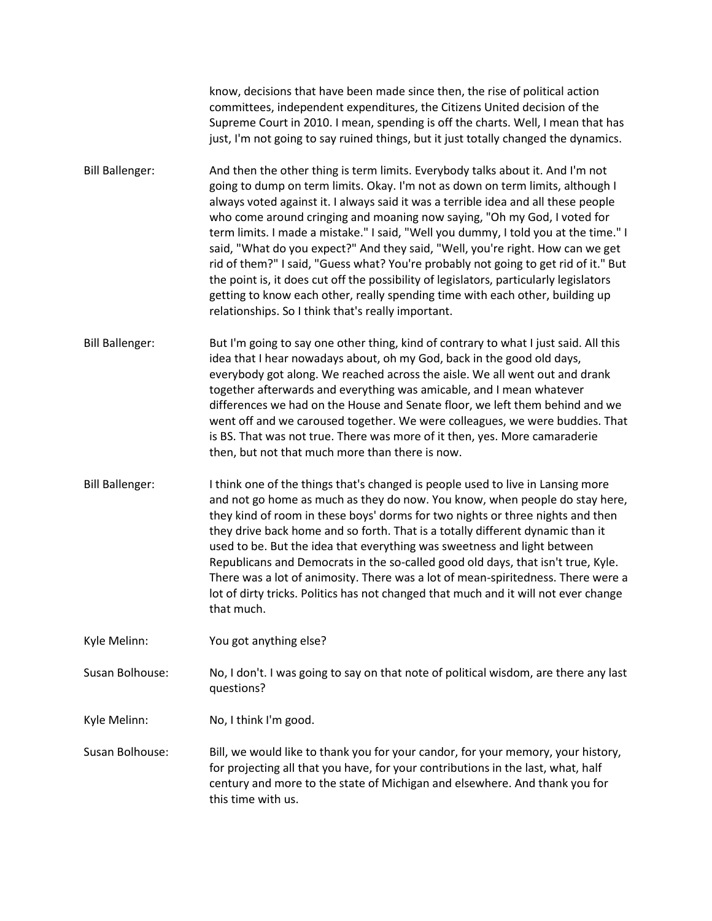know, decisions that have been made since then, the rise of political action committees, independent expenditures, the Citizens United decision of the Supreme Court in 2010. I mean, spending is off the charts. Well, I mean that has just, I'm not going to say ruined things, but it just totally changed the dynamics.

Bill Ballenger: And then the other thing is term limits. Everybody talks about it. And I'm not going to dump on term limits. Okay. I'm not as down on term limits, although I always voted against it. I always said it was a terrible idea and all these people who come around cringing and moaning now saying, "Oh my God, I voted for term limits. I made a mistake." I said, "Well you dummy, I told you at the time." I said, "What do you expect?" And they said, "Well, you're right. How can we get rid of them?" I said, "Guess what? You're probably not going to get rid of it." But the point is, it does cut off the possibility of legislators, particularly legislators getting to know each other, really spending time with each other, building up relationships. So I think that's really important.

Bill Ballenger: But I'm going to say one other thing, kind of contrary to what I just said. All this idea that I hear nowadays about, oh my God, back in the good old days, everybody got along. We reached across the aisle. We all went out and drank together afterwards and everything was amicable, and I mean whatever differences we had on the House and Senate floor, we left them behind and we went off and we caroused together. We were colleagues, we were buddies. That is BS. That was not true. There was more of it then, yes. More camaraderie then, but not that much more than there is now.

Bill Ballenger: I think one of the things that's changed is people used to live in Lansing more and not go home as much as they do now. You know, when people do stay here, they kind of room in these boys' dorms for two nights or three nights and then they drive back home and so forth. That is a totally different dynamic than it used to be. But the idea that everything was sweetness and light between Republicans and Democrats in the so-called good old days, that isn't true, Kyle. There was a lot of animosity. There was a lot of mean-spiritedness. There were a lot of dirty tricks. Politics has not changed that much and it will not ever change that much.

Kyle Melinn: You got anything else?

Susan Bolhouse: No, I don't. I was going to say on that note of political wisdom, are there any last questions?

Kyle Melinn: No, I think I'm good.

Susan Bolhouse: Bill, we would like to thank you for your candor, for your memory, your history, for projecting all that you have, for your contributions in the last, what, half century and more to the state of Michigan and elsewhere. And thank you for this time with us.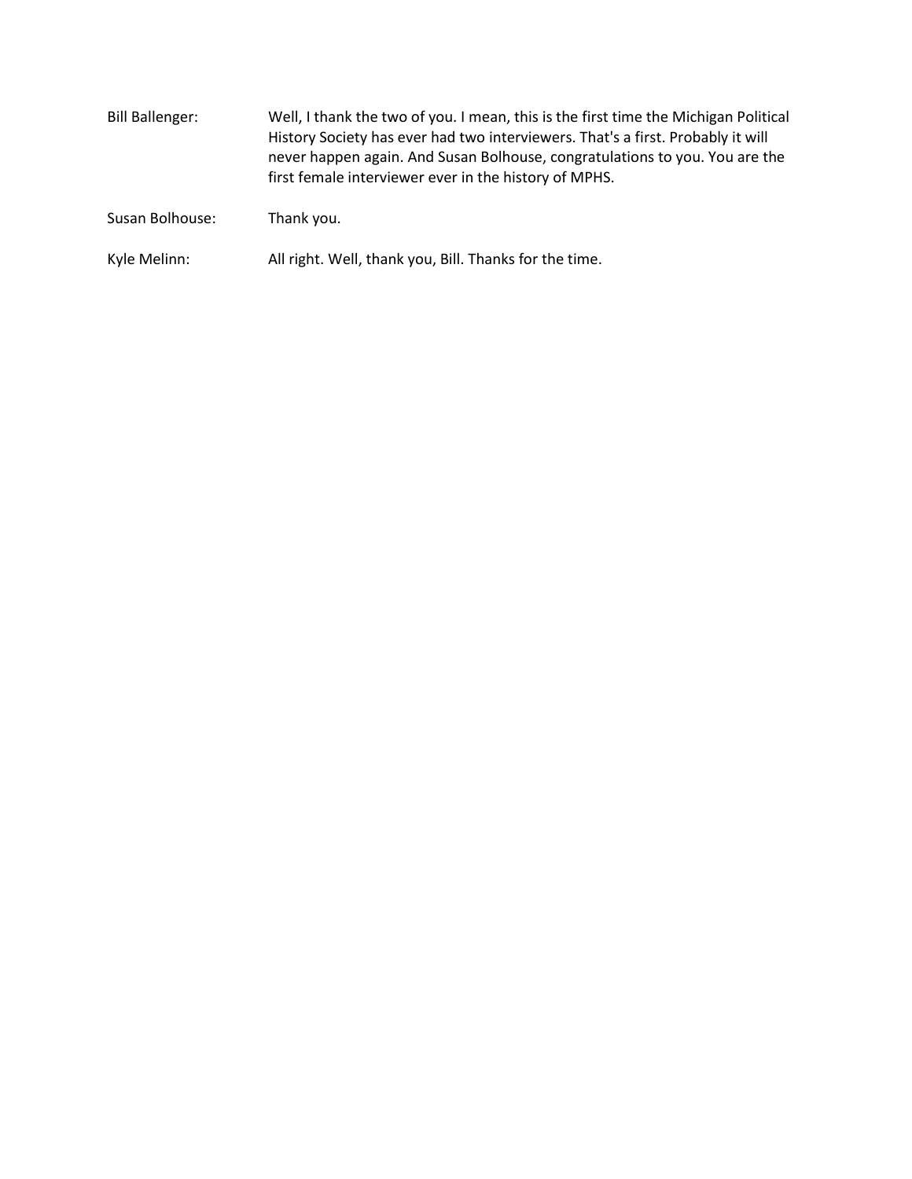Bill Ballenger: Well, I thank the two of you. I mean, this is the first time the Michigan Political History Society has ever had two interviewers. That's a first. Probably it will never happen again. And Susan Bolhouse, congratulations to you. You are the first female interviewer ever in the history of MPHS.

Susan Bolhouse: Thank you.

Kyle Melinn: All right. Well, thank you, Bill. Thanks for the time.